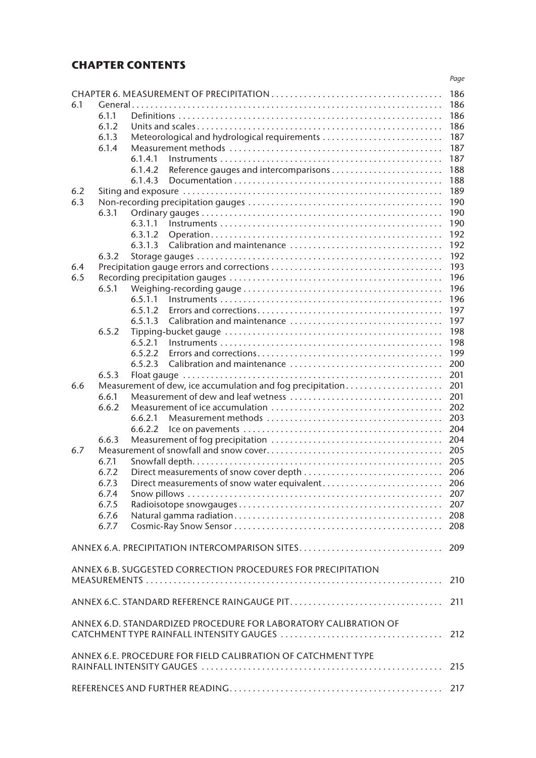## CHAPTER CONTENTS

| | | | | Page |
|---|---|---|---|---|
| CHAPTER 6. MEASUREMENT OF PRECIPITATION | | | | 186 |
| 6.1 | General | | | 186 |
| | 6.1.1 | Definitions | | 186 |
| | 6.1.2 | Units and scales | | 186 |
| | 6.1.3 | Meteorological and hydrological requirements | | 187 |
| | 6.1.4 | Measurement methods | | 187 |
| | | 6.1.4.1 | Instruments | 187 |
| | | 6.1.4.2 | Reference gauges and intercomparisons | 188 |
| | | 6.1.4.3 | Documentation | 188 |
| 6.2 | Siting and exposure | | | 189 |
| 6.3 | Non-recording precipitation gauges | | | 190 |
| | 6.3.1 | Ordinary gauges | | 190 |
| | | 6.3.1.1 | Instruments | 190 |
| | | 6.3.1.2 | Operation | 192 |
| | | 6.3.1.3 | Calibration and maintenance | 192 |
| | 6.3.2 | Storage gauges | | 192 |
| 6.4 | Precipitation gauge errors and corrections | | | 193 |
| 6.5 | Recording precipitation gauges | | | 196 |
| | 6.5.1 | Weighing-recording gauge | | 196 |
| | | 6.5.1.1 | Instruments | 196 |
| | | 6.5.1.2 | Errors and corrections | 197 |
| | | 6.5.1.3 | Calibration and maintenance | 197 |
| | 6.5.2 | Tipping-bucket gauge | | 198 |
| | | 6.5.2.1 | Instruments | 198 |
| | | 6.5.2.2 | Errors and corrections | 199 |
| | | 6.5.2.3 | Calibration and maintenance | 200 |
| | 6.5.3 | Float gauge | | 201 |
| 6.6 | Measurement of dew, ice accumulation and fog precipitation | | | 201 |
| | 6.6.1 | Measurement of dew and leaf wetness | | 201 |
| | 6.6.2 | Measurement of ice accumulation | | 202 |
| | | 6.6.2.1 | Measurement methods | 203 |
| | | 6.6.2.2 | Ice on pavements | 204 |
| | 6.6.3 | Measurement of fog precipitation | | 204 |
| 6.7 | Measurement of snowfall and snow cover | | | 205 |
| | 6.7.1 | Snowfall depth | | 205 |
| | 6.7.2 | Direct measurements of snow cover depth | | 206 |
| | 6.7.3 | Direct measurements of snow water equivalent | | 206 |
| | 6.7.4 | Snow pillows | | 207 |
| | 6.7.5 | Radioisotope snowgauges | | 207 |
| | 6.7.6 | Natural gamma radiation | | 208 |
| | 6.7.7 | Cosmic-Ray Snow Sensor | | 208 |
| ANNEX 6.A. PRECIPITATION INTERCOMPARISON SITES | | | | 209 |
| ANNEX 6.B. SUGGESTED CORRECTION PROCEDURES FOR PRECIPITATION MEASUREMENTS | | | | 210 |
| ANNEX 6.C. STANDARD REFERENCE RAINGAUGE PIT | | | | 211 |
| ANNEX 6.D. STANDARDIZED PROCEDURE FOR LABORATORY CALIBRATION OF CATCHMENT TYPE RAINFALL INTENSITY GAUGES | | | | 212 |
| ANNEX 6.E. PROCEDURE FOR FIELD CALIBRATION OF CATCHMENT TYPE RAINFALL INTENSITY GAUGES | | | | 215 |
| REFERENCES AND FURTHER READING | | | | 217 |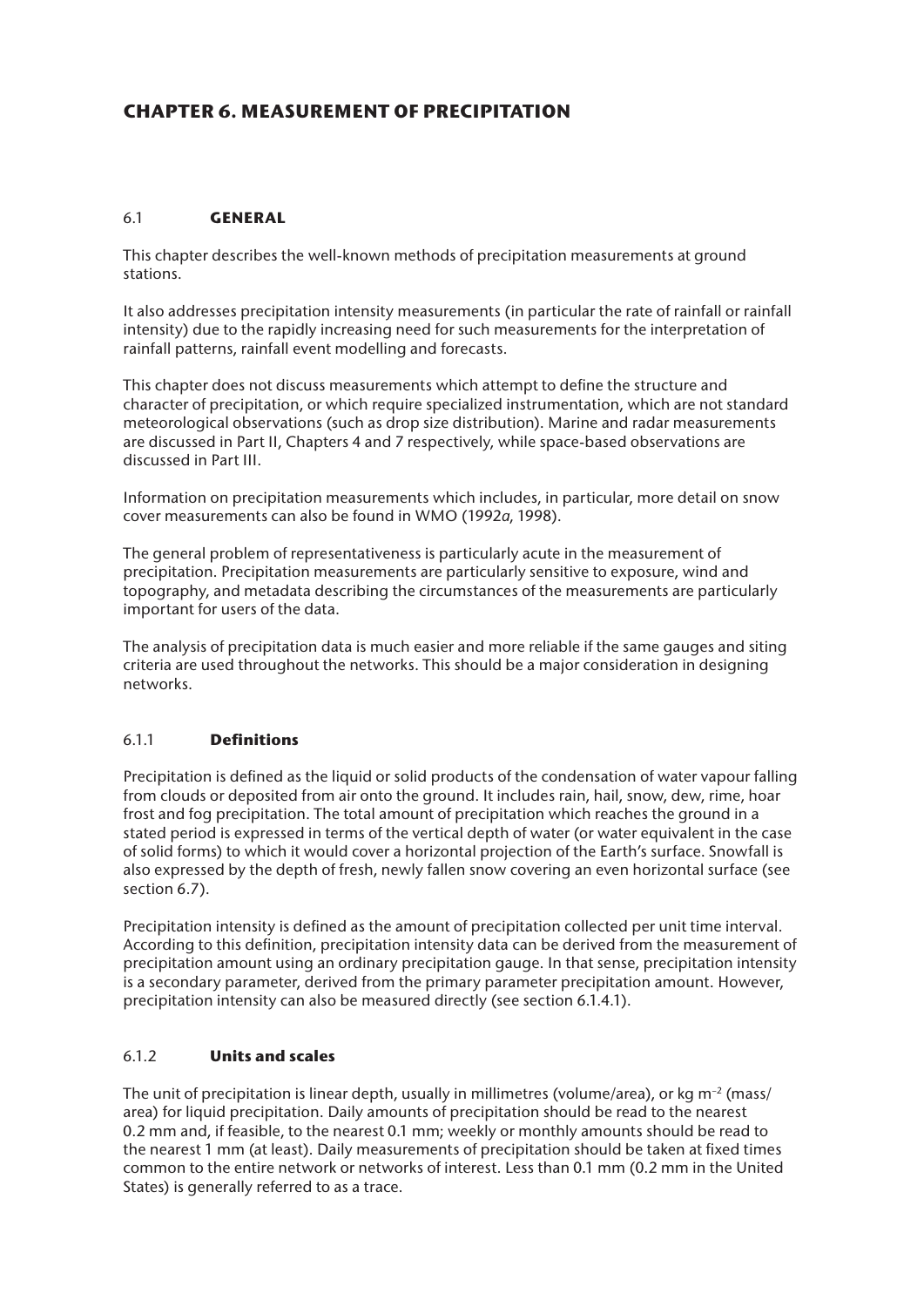# CHAPTER 6. MEASUREMENT OF PRECIPITATION

## 6.1 GENERAL

This chapter describes the well-known methods of precipitation measurements at ground stations.

It also addresses precipitation intensity measurements (in particular the rate of rainfall or rainfall intensity) due to the rapidly increasing need for such measurements for the interpretation of rainfall patterns, rainfall event modelling and forecasts.

This chapter does not discuss measurements which attempt to define the structure and character of precipitation, or which require specialized instrumentation, which are not standard meteorological observations (such as drop size distribution). Marine and radar measurements are discussed in Part II, Chapters 4 and 7 respectively, while space-based observations are discussed in Part III.

Information on precipitation measurements which includes, in particular, more detail on snow cover measurements can also be found in WMO (1992*a*, 1998).

The general problem of representativeness is particularly acute in the measurement of precipitation. Precipitation measurements are particularly sensitive to exposure, wind and topography, and metadata describing the circumstances of the measurements are particularly important for users of the data.

The analysis of precipitation data is much easier and more reliable if the same gauges and siting criteria are used throughout the networks. This should be a major consideration in designing networks.

### 6.1.1 Definitions

Precipitation is defined as the liquid or solid products of the condensation of water vapour falling from clouds or deposited from air onto the ground. It includes rain, hail, snow, dew, rime, hoar frost and fog precipitation. The total amount of precipitation which reaches the ground in a stated period is expressed in terms of the vertical depth of water (or water equivalent in the case of solid forms) to which it would cover a horizontal projection of the Earth's surface. Snowfall is also expressed by the depth of fresh, newly fallen snow covering an even horizontal surface (see section 6.7).

Precipitation intensity is defined as the amount of precipitation collected per unit time interval. According to this definition, precipitation intensity data can be derived from the measurement of precipitation amount using an ordinary precipitation gauge. In that sense, precipitation intensity is a secondary parameter, derived from the primary parameter precipitation amount. However, precipitation intensity can also be measured directly (see section 6.1.4.1).

### 6.1.2 Units and scales

The unit of precipitation is linear depth, usually in millimetres (volume/area), or kg $m^{-2}$ (mass/area) for liquid precipitation. Daily amounts of precipitation should be read to the nearest 0.2 mm and, if feasible, to the nearest 0.1 mm; weekly or monthly amounts should be read to the nearest 1 mm (at least). Daily measurements of precipitation should be taken at fixed times common to the entire network or networks of interest. Less than 0.1 mm (0.2 mm in the United States) is generally referred to as a trace.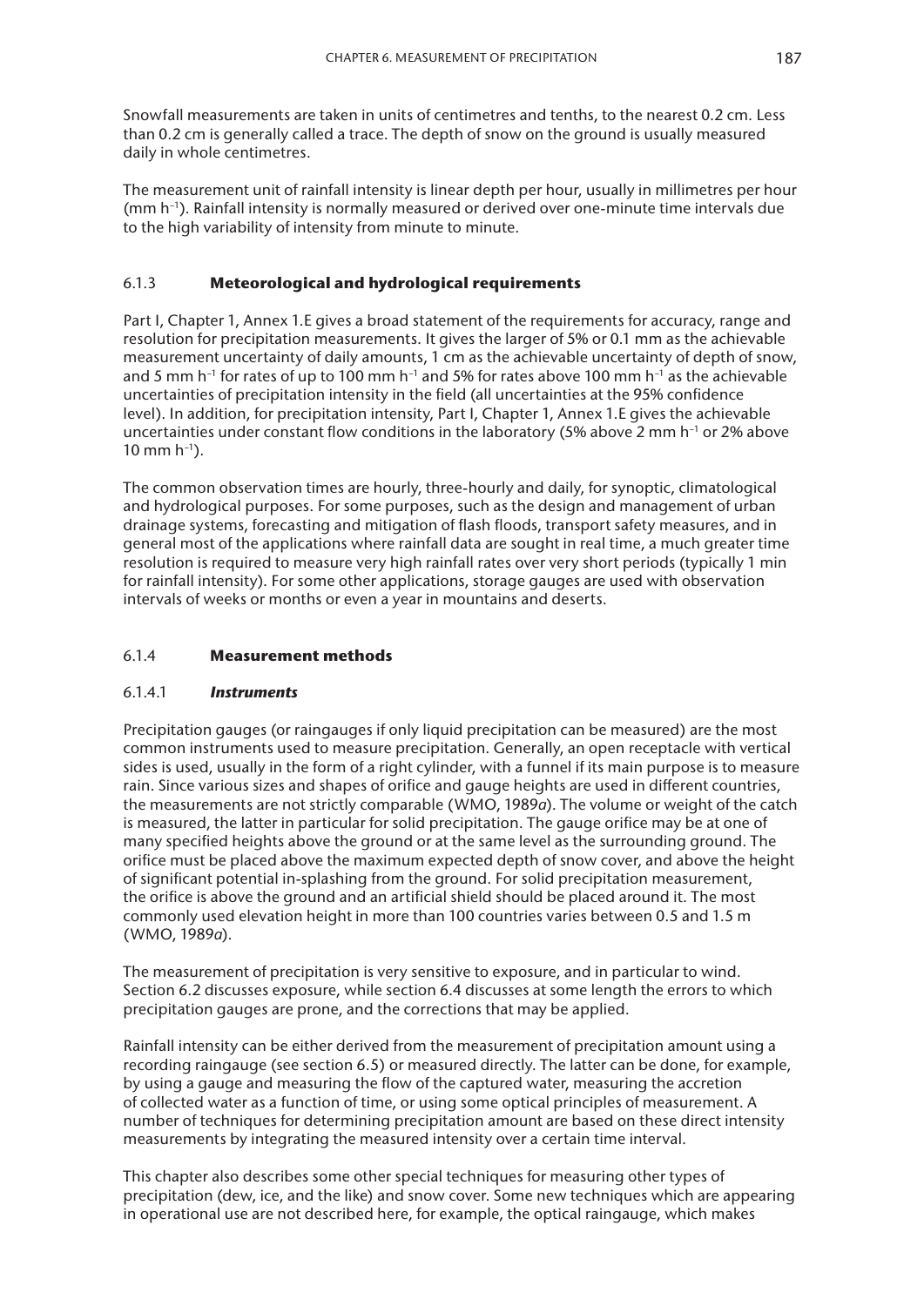Snowfall measurements are taken in units of centimetres and tenths, to the nearest 0.2 cm. Less than 0.2 cm is generally called a trace. The depth of snow on the ground is usually measured daily in whole centimetres.

The measurement unit of rainfall intensity is linear depth per hour, usually in millimetres per hour (mm $h^{-1}$). Rainfall intensity is normally measured or derived over one-minute time intervals due to the high variability of intensity from minute to minute.

### 6.1.3 **Meteorological and hydrological requirements**

Part I, Chapter 1, Annex 1.E gives a broad statement of the requirements for accuracy, range and resolution for precipitation measurements. It gives the larger of 5% or 0.1 mm as the achievable measurement uncertainty of daily amounts, 1 cm as the achievable uncertainty of depth of snow, and 5 mm $h^{-1}$ for rates of up to 100 mm $h^{-1}$ and 5% for rates above 100 mm $h^{-1}$ as the achievable uncertainties of precipitation intensity in the field (all uncertainties at the 95% confidence level). In addition, for precipitation intensity, Part I, Chapter 1, Annex 1.E gives the achievable uncertainties under constant flow conditions in the laboratory (5% above 2 mm $h^{-1}$ or 2% above 10 mm $h^{-1}$).

The common observation times are hourly, three-hourly and daily, for synoptic, climatological and hydrological purposes. For some purposes, such as the design and management of urban drainage systems, forecasting and mitigation of flash floods, transport safety measures, and in general most of the applications where rainfall data are sought in real time, a much greater time resolution is required to measure very high rainfall rates over very short periods (typically 1 min for rainfall intensity). For some other applications, storage gauges are used with observation intervals of weeks or months or even a year in mountains and deserts.

### 6.1.4 **Measurement methods**

#### 6.1.4.1 ***Instruments***

Precipitation gauges (or raingauges if only liquid precipitation can be measured) are the most common instruments used to measure precipitation. Generally, an open receptacle with vertical sides is used, usually in the form of a right cylinder, with a funnel if its main purpose is to measure rain. Since various sizes and shapes of orifice and gauge heights are used in different countries, the measurements are not strictly comparable (WMO, 1989*a*). The volume or weight of the catch is measured, the latter in particular for solid precipitation. The gauge orifice may be at one of many specified heights above the ground or at the same level as the surrounding ground. The orifice must be placed above the maximum expected depth of snow cover, and above the height of significant potential in-splashing from the ground. For solid precipitation measurement, the orifice is above the ground and an artificial shield should be placed around it. The most commonly used elevation height in more than 100 countries varies between 0.5 and 1.5 m (WMO, 1989*a*).

The measurement of precipitation is very sensitive to exposure, and in particular to wind. Section 6.2 discusses exposure, while section 6.4 discusses at some length the errors to which precipitation gauges are prone, and the corrections that may be applied.

Rainfall intensity can be either derived from the measurement of precipitation amount using a recording raingauge (see section 6.5) or measured directly. The latter can be done, for example, by using a gauge and measuring the flow of the captured water, measuring the accretion of collected water as a function of time, or using some optical principles of measurement. A number of techniques for determining precipitation amount are based on these direct intensity measurements by integrating the measured intensity over a certain time interval.

This chapter also describes some other special techniques for measuring other types of precipitation (dew, ice, and the like) and snow cover. Some new techniques which are appearing in operational use are not described here, for example, the optical raingauge, which makes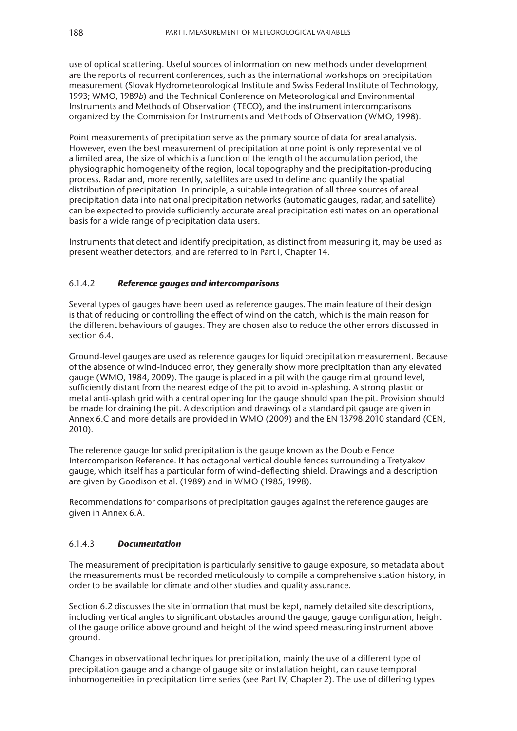use of optical scattering. Useful sources of information on new methods under development are the reports of recurrent conferences, such as the international workshops on precipitation measurement (Slovak Hydrometeorological Institute and Swiss Federal Institute of Technology, 1993; WMO, 1989*b*) and the Technical Conference on Meteorological and Environmental Instruments and Methods of Observation (TECO), and the instrument intercomparisons organized by the Commission for Instruments and Methods of Observation (WMO, 1998).

Point measurements of precipitation serve as the primary source of data for areal analysis. However, even the best measurement of precipitation at one point is only representative of a limited area, the size of which is a function of the length of the accumulation period, the physiographic homogeneity of the region, local topography and the precipitation-producing process. Radar and, more recently, satellites are used to define and quantify the spatial distribution of precipitation. In principle, a suitable integration of all three sources of areal precipitation data into national precipitation networks (automatic gauges, radar, and satellite) can be expected to provide sufficiently accurate areal precipitation estimates on an operational basis for a wide range of precipitation data users.

Instruments that detect and identify precipitation, as distinct from measuring it, may be used as present weather detectors, and are referred to in Part I, Chapter 14.

#### 6.1.4.2 ***Reference gauges and intercomparisons***

Several types of gauges have been used as reference gauges. The main feature of their design is that of reducing or controlling the effect of wind on the catch, which is the main reason for the different behaviours of gauges. They are chosen also to reduce the other errors discussed in section 6.4.

Ground-level gauges are used as reference gauges for liquid precipitation measurement. Because of the absence of wind-induced error, they generally show more precipitation than any elevated gauge (WMO, 1984, 2009). The gauge is placed in a pit with the gauge rim at ground level, sufficiently distant from the nearest edge of the pit to avoid in-splashing. A strong plastic or metal anti-splash grid with a central opening for the gauge should span the pit. Provision should be made for draining the pit. A description and drawings of a standard pit gauge are given in Annex 6.C and more details are provided in WMO (2009) and the EN 13798:2010 standard (CEN, 2010).

The reference gauge for solid precipitation is the gauge known as the Double Fence Intercomparison Reference. It has octagonal vertical double fences surrounding a Tretyakov gauge, which itself has a particular form of wind-deflecting shield. Drawings and a description are given by Goodison et al. (1989) and in WMO (1985, 1998).

Recommendations for comparisons of precipitation gauges against the reference gauges are given in Annex 6.A.

#### 6.1.4.3 ***Documentation***

The measurement of precipitation is particularly sensitive to gauge exposure, so metadata about the measurements must be recorded meticulously to compile a comprehensive station history, in order to be available for climate and other studies and quality assurance.

Section 6.2 discusses the site information that must be kept, namely detailed site descriptions, including vertical angles to significant obstacles around the gauge, gauge configuration, height of the gauge orifice above ground and height of the wind speed measuring instrument above ground.

Changes in observational techniques for precipitation, mainly the use of a different type of precipitation gauge and a change of gauge site or installation height, can cause temporal inhomogeneities in precipitation time series (see Part IV, Chapter 2). The use of differing types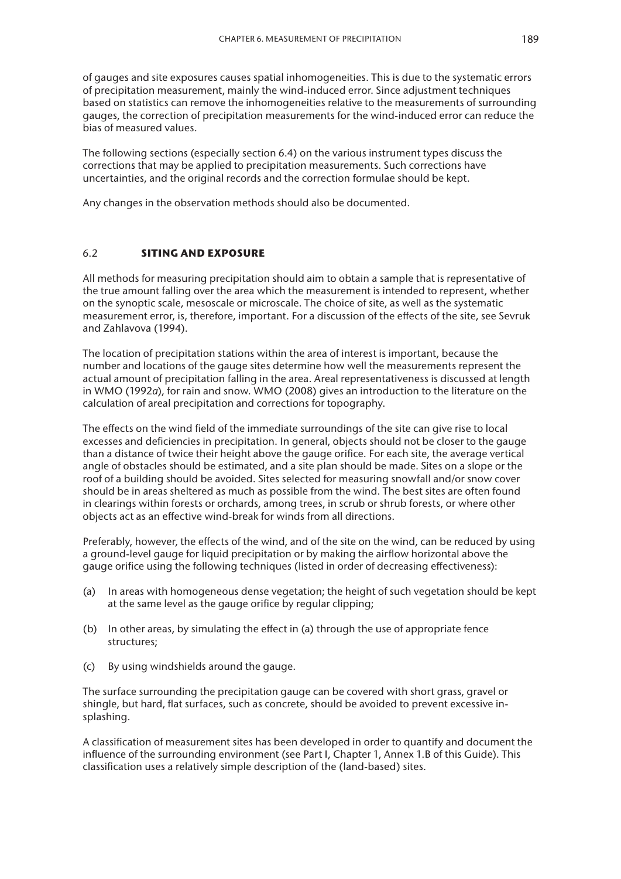of gauges and site exposures causes spatial inhomogeneities. This is due to the systematic errors of precipitation measurement, mainly the wind-induced error. Since adjustment techniques based on statistics can remove the inhomogeneities relative to the measurements of surrounding gauges, the correction of precipitation measurements for the wind-induced error can reduce the bias of measured values.

The following sections (especially section 6.4) on the various instrument types discuss the corrections that may be applied to precipitation measurements. Such corrections have uncertainties, and the original records and the correction formulae should be kept.

Any changes in the observation methods should also be documented.

## 6.2 SITING AND EXPOSURE

All methods for measuring precipitation should aim to obtain a sample that is representative of the true amount falling over the area which the measurement is intended to represent, whether on the synoptic scale, mesoscale or microscale. The choice of site, as well as the systematic measurement error, is, therefore, important. For a discussion of the effects of the site, see Sevruk and Zahlavova (1994).

The location of precipitation stations within the area of interest is important, because the number and locations of the gauge sites determine how well the measurements represent the actual amount of precipitation falling in the area. Areal representativeness is discussed at length in WMO (1992*a*), for rain and snow. WMO (2008) gives an introduction to the literature on the calculation of areal precipitation and corrections for topography.

The effects on the wind field of the immediate surroundings of the site can give rise to local excesses and deficiencies in precipitation. In general, objects should not be closer to the gauge than a distance of twice their height above the gauge orifice. For each site, the average vertical angle of obstacles should be estimated, and a site plan should be made. Sites on a slope or the roof of a building should be avoided. Sites selected for measuring snowfall and/or snow cover should be in areas sheltered as much as possible from the wind. The best sites are often found in clearings within forests or orchards, among trees, in scrub or shrub forests, or where other objects act as an effective wind-break for winds from all directions.

Preferably, however, the effects of the wind, and of the site on the wind, can be reduced by using a ground-level gauge for liquid precipitation or by making the airflow horizontal above the gauge orifice using the following techniques (listed in order of decreasing effectiveness):

(a) In areas with homogeneous dense vegetation; the height of such vegetation should be kept at the same level as the gauge orifice by regular clipping;

(b) In other areas, by simulating the effect in (a) through the use of appropriate fence structures;

(c) By using windshields around the gauge.

The surface surrounding the precipitation gauge can be covered with short grass, gravel or shingle, but hard, flat surfaces, such as concrete, should be avoided to prevent excessive in-splashing.

A classification of measurement sites has been developed in order to quantify and document the influence of the surrounding environment (see Part I, Chapter 1, Annex 1.B of this Guide). This classification uses a relatively simple description of the (land-based) sites.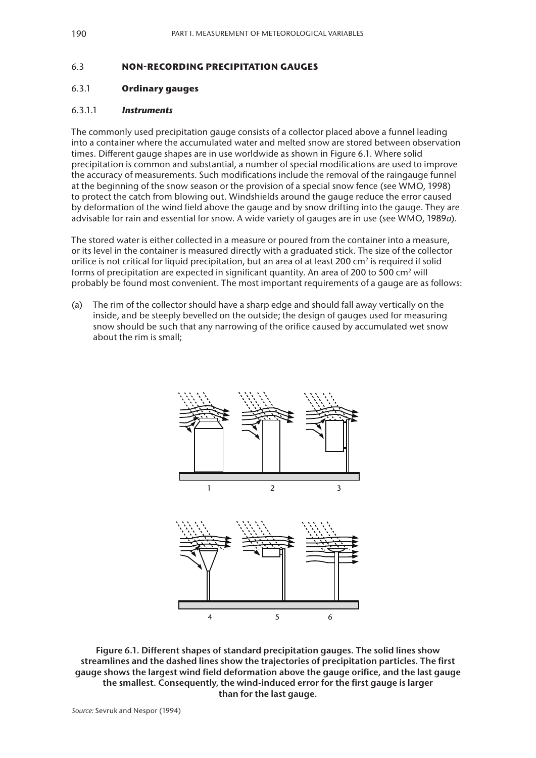## 6.3 NON-RECORDING PRECIPITATION GAUGES

### 6.3.1 Ordinary gauges

#### 6.3.1.1 *Instruments*

The commonly used precipitation gauge consists of a collector placed above a funnel leading into a container where the accumulated water and melted snow are stored between observation times. Different gauge shapes are in use worldwide as shown in Figure 6.1. Where solid precipitation is common and substantial, a number of special modifications are used to improve the accuracy of measurements. Such modifications include the removal of the raingauge funnel at the beginning of the snow season or the provision of a special snow fence (see WMO, 1998) to protect the catch from blowing out. Windshields around the gauge reduce the error caused by deformation of the wind field above the gauge and by snow drifting into the gauge. They are advisable for rain and essential for snow. A wide variety of gauges are in use (see WMO, 1989*a*).

The stored water is either collected in a measure or poured from the container into a measure, or its level in the container is measured directly with a graduated stick. The size of the collector orifice is not critical for liquid precipitation, but an area of at least 200 cm$^2$ is required if solid forms of precipitation are expected in significant quantity. An area of 200 to 500 cm$^2$ will probably be found most convenient. The most important requirements of a gauge are as follows:

(a) The rim of the collector should have a sharp edge and should fall away vertically on the inside, and be steeply bevelled on the outside; the design of gauges used for measuring snow should be such that any narrowing of the orifice caused by accumulated wet snow about the rim is small;

**Figure 6.1. Different shapes of standard precipitation gauges. The solid lines show streamlines and the dashed lines show the trajectories of precipitation particles. The first gauge shows the largest wind field deformation above the gauge orifice, and the last gauge the smallest. Consequently, the wind-induced error for the first gauge is larger than for the last gauge.**

*Source:* Sevruk and Nespor (1994)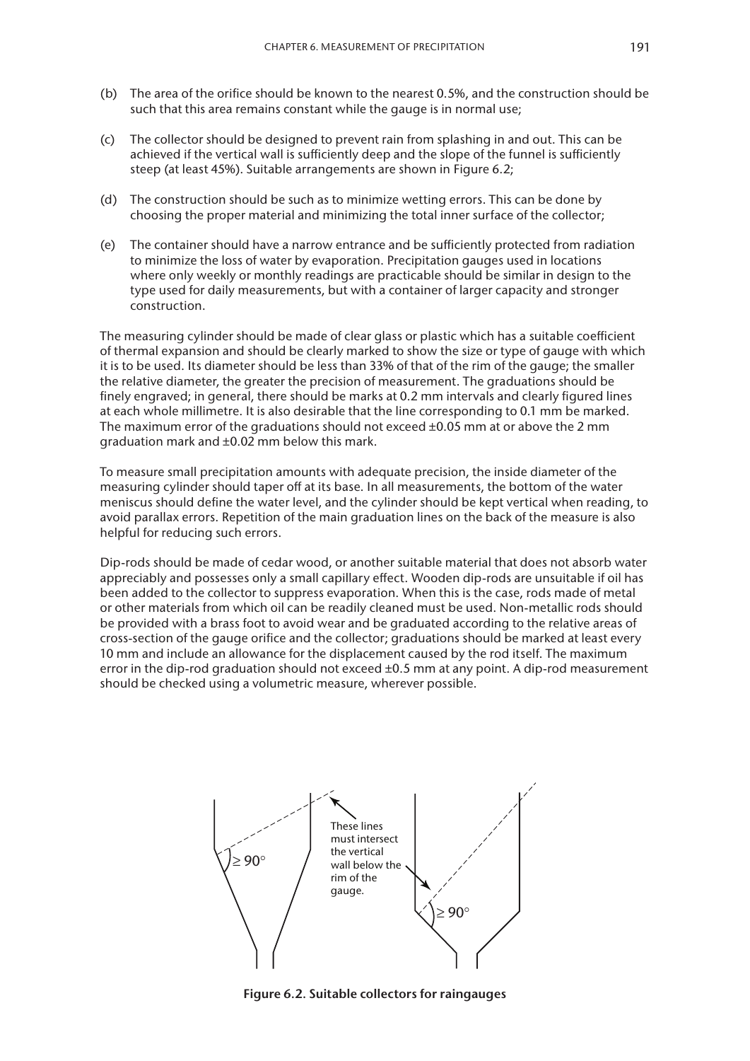(b) The area of the orifice should be known to the nearest 0.5%, and the construction should be such that this area remains constant while the gauge is in normal use;

(c) The collector should be designed to prevent rain from splashing in and out. This can be achieved if the vertical wall is sufficiently deep and the slope of the funnel is sufficiently steep (at least 45%). Suitable arrangements are shown in Figure 6.2;

(d) The construction should be such as to minimize wetting errors. This can be done by choosing the proper material and minimizing the total inner surface of the collector;

(e) The container should have a narrow entrance and be sufficiently protected from radiation to minimize the loss of water by evaporation. Precipitation gauges used in locations where only weekly or monthly readings are practicable should be similar in design to the type used for daily measurements, but with a container of larger capacity and stronger construction.

The measuring cylinder should be made of clear glass or plastic which has a suitable coefficient of thermal expansion and should be clearly marked to show the size or type of gauge with which it is to be used. Its diameter should be less than 33% of that of the rim of the gauge; the smaller the relative diameter, the greater the precision of measurement. The graduations should be finely engraved; in general, there should be marks at 0.2 mm intervals and clearly figured lines at each whole millimetre. It is also desirable that the line corresponding to 0.1 mm be marked. The maximum error of the graduations should not exceed ±0.05 mm at or above the 2 mm graduation mark and ±0.02 mm below this mark.

To measure small precipitation amounts with adequate precision, the inside diameter of the measuring cylinder should taper off at its base. In all measurements, the bottom of the water meniscus should define the water level, and the cylinder should be kept vertical when reading, to avoid parallax errors. Repetition of the main graduation lines on the back of the measure is also helpful for reducing such errors.

Dip-rods should be made of cedar wood, or another suitable material that does not absorb water appreciably and possesses only a small capillary effect. Wooden dip-rods are unsuitable if oil has been added to the collector to suppress evaporation. When this is the case, rods made of metal or other materials from which oil can be readily cleaned must be used. Non-metallic rods should be provided with a brass foot to avoid wear and be graduated according to the relative areas of cross-section of the gauge orifice and the collector; graduations should be marked at least every 10 mm and include an allowance for the displacement caused by the rod itself. The maximum error in the dip-rod graduation should not exceed ±0.5 mm at any point. A dip-rod measurement should be checked using a volumetric measure, wherever possible.

≥ 90°

These lines must intersect the vertical wall below the rim of the gauge.

≥ 90°

**Figure 6.2. Suitable collectors for raingauges**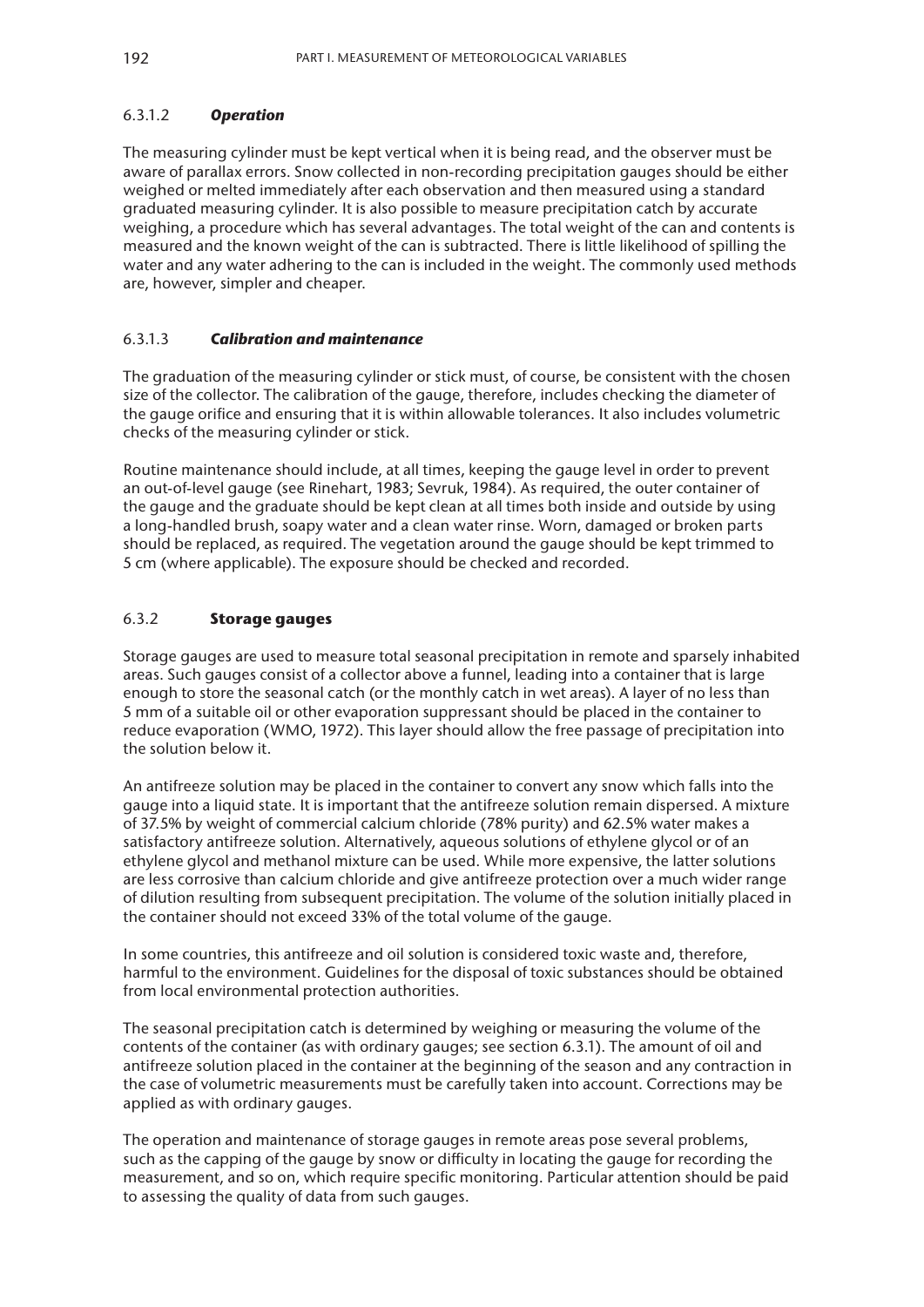#### 6.3.1.2 *Operation*

The measuring cylinder must be kept vertical when it is being read, and the observer must be aware of parallax errors. Snow collected in non-recording precipitation gauges should be either weighed or melted immediately after each observation and then measured using a standard graduated measuring cylinder. It is also possible to measure precipitation catch by accurate weighing, a procedure which has several advantages. The total weight of the can and contents is measured and the known weight of the can is subtracted. There is little likelihood of spilling the water and any water adhering to the can is included in the weight. The commonly used methods are, however, simpler and cheaper.

#### 6.3.1.3 *Calibration and maintenance*

The graduation of the measuring cylinder or stick must, of course, be consistent with the chosen size of the collector. The calibration of the gauge, therefore, includes checking the diameter of the gauge orifice and ensuring that it is within allowable tolerances. It also includes volumetric checks of the measuring cylinder or stick.

Routine maintenance should include, at all times, keeping the gauge level in order to prevent an out-of-level gauge (see Rinehart, 1983; Sevruk, 1984). As required, the outer container of the gauge and the graduate should be kept clean at all times both inside and outside by using a long-handled brush, soapy water and a clean water rinse. Worn, damaged or broken parts should be replaced, as required. The vegetation around the gauge should be kept trimmed to 5 cm (where applicable). The exposure should be checked and recorded.

### 6.3.2 **Storage gauges**

Storage gauges are used to measure total seasonal precipitation in remote and sparsely inhabited areas. Such gauges consist of a collector above a funnel, leading into a container that is large enough to store the seasonal catch (or the monthly catch in wet areas). A layer of no less than 5 mm of a suitable oil or other evaporation suppressant should be placed in the container to reduce evaporation (WMO, 1972). This layer should allow the free passage of precipitation into the solution below it.

An antifreeze solution may be placed in the container to convert any snow which falls into the gauge into a liquid state. It is important that the antifreeze solution remain dispersed. A mixture of 37.5% by weight of commercial calcium chloride (78% purity) and 62.5% water makes a satisfactory antifreeze solution. Alternatively, aqueous solutions of ethylene glycol or of an ethylene glycol and methanol mixture can be used. While more expensive, the latter solutions are less corrosive than calcium chloride and give antifreeze protection over a much wider range of dilution resulting from subsequent precipitation. The volume of the solution initially placed in the container should not exceed 33% of the total volume of the gauge.

In some countries, this antifreeze and oil solution is considered toxic waste and, therefore, harmful to the environment. Guidelines for the disposal of toxic substances should be obtained from local environmental protection authorities.

The seasonal precipitation catch is determined by weighing or measuring the volume of the contents of the container (as with ordinary gauges; see section 6.3.1). The amount of oil and antifreeze solution placed in the container at the beginning of the season and any contraction in the case of volumetric measurements must be carefully taken into account. Corrections may be applied as with ordinary gauges.

The operation and maintenance of storage gauges in remote areas pose several problems, such as the capping of the gauge by snow or difficulty in locating the gauge for recording the measurement, and so on, which require specific monitoring. Particular attention should be paid to assessing the quality of data from such gauges.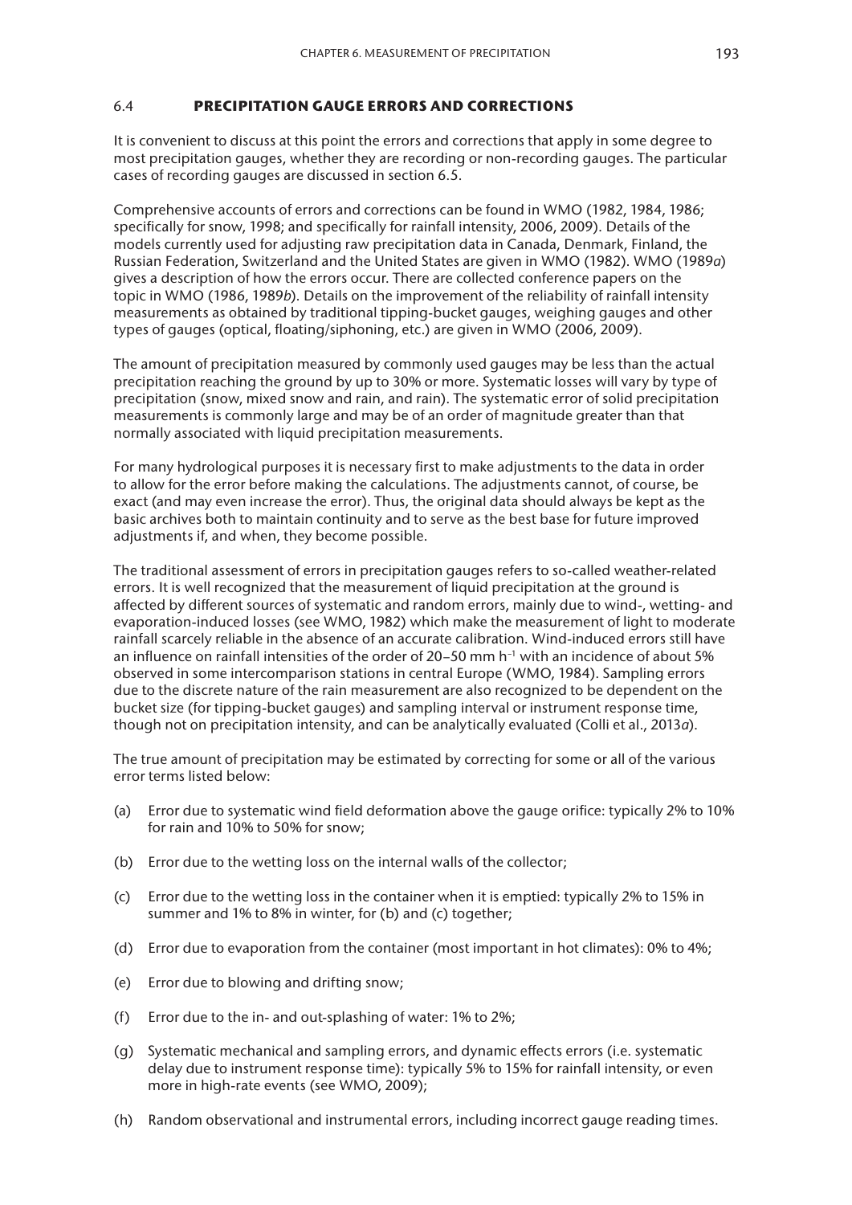## 6.4 PRECIPITATION GAUGE ERRORS AND CORRECTIONS

It is convenient to discuss at this point the errors and corrections that apply in some degree to most precipitation gauges, whether they are recording or non-recording gauges. The particular cases of recording gauges are discussed in section 6.5.

Comprehensive accounts of errors and corrections can be found in WMO (1982, 1984, 1986; specifically for snow, 1998; and specifically for rainfall intensity, 2006, 2009). Details of the models currently used for adjusting raw precipitation data in Canada, Denmark, Finland, the Russian Federation, Switzerland and the United States are given in WMO (1982). WMO (1989*a*) gives a description of how the errors occur. There are collected conference papers on the topic in WMO (1986, 1989*b*). Details on the improvement of the reliability of rainfall intensity measurements as obtained by traditional tipping-bucket gauges, weighing gauges and other types of gauges (optical, floating/siphoning, etc.) are given in WMO (2006, 2009).

The amount of precipitation measured by commonly used gauges may be less than the actual precipitation reaching the ground by up to 30% or more. Systematic losses will vary by type of precipitation (snow, mixed snow and rain, and rain). The systematic error of solid precipitation measurements is commonly large and may be of an order of magnitude greater than that normally associated with liquid precipitation measurements.

For many hydrological purposes it is necessary first to make adjustments to the data in order to allow for the error before making the calculations. The adjustments cannot, of course, be exact (and may even increase the error). Thus, the original data should always be kept as the basic archives both to maintain continuity and to serve as the best base for future improved adjustments if, and when, they become possible.

The traditional assessment of errors in precipitation gauges refers to so-called weather-related errors. It is well recognized that the measurement of liquid precipitation at the ground is affected by different sources of systematic and random errors, mainly due to wind-, wetting- and evaporation-induced losses (see WMO, 1982) which make the measurement of light to moderate rainfall scarcely reliable in the absence of an accurate calibration. Wind-induced errors still have an influence on rainfall intensities of the order of 20–50 mm $h^{-1}$ with an incidence of about 5% observed in some intercomparison stations in central Europe (WMO, 1984). Sampling errors due to the discrete nature of the rain measurement are also recognized to be dependent on the bucket size (for tipping-bucket gauges) and sampling interval or instrument response time, though not on precipitation intensity, and can be analytically evaluated (Colli et al., 2013*a*).

The true amount of precipitation may be estimated by correcting for some or all of the various error terms listed below:

(a) Error due to systematic wind field deformation above the gauge orifice: typically 2% to 10% for rain and 10% to 50% for snow;

(b) Error due to the wetting loss on the internal walls of the collector;

(c) Error due to the wetting loss in the container when it is emptied: typically 2% to 15% in summer and 1% to 8% in winter, for (b) and (c) together;

(d) Error due to evaporation from the container (most important in hot climates): 0% to 4%;

(e) Error due to blowing and drifting snow;

(f) Error due to the in- and out-splashing of water: 1% to 2%;

(g) Systematic mechanical and sampling errors, and dynamic effects errors (i.e. systematic delay due to instrument response time): typically 5% to 15% for rainfall intensity, or even more in high-rate events (see WMO, 2009);

(h) Random observational and instrumental errors, including incorrect gauge reading times.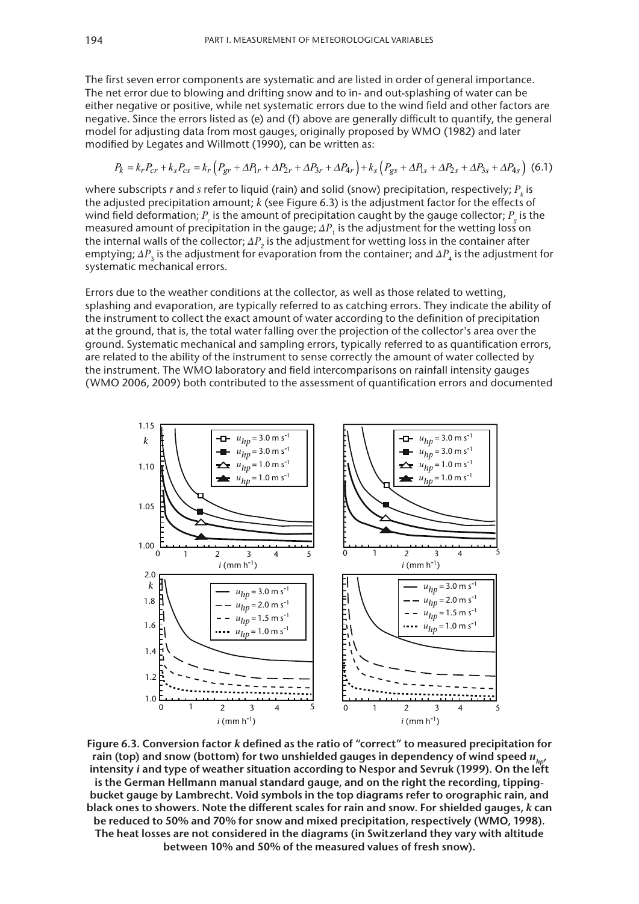The first seven error components are systematic and are listed in order of general importance. The net error due to blowing and drifting snow and to in- and out-splashing of water can be either negative or positive, while net systematic errors due to the wind field and other factors are negative. Since the errors listed as (e) and (f) above are generally difficult to quantify, the general model for adjusting data from most gauges, originally proposed by WMO (1982) and later modified by Legates and Willmott (1990), can be written as:

$$P_k = k_r P_{cr} + k_s P_{cs} = k_r \left( P_{gr} + \Delta P_{1r} + \Delta P_{2r} + \Delta P_{3r} + \Delta P_{4r} \right) + k_s \left( P_{gs} + \Delta P_{1s} + \Delta P_{2s} + \Delta P_{3s} + \Delta P_{4s} \right) \quad (6.1)$$

where subscripts $r$ and $s$ refer to liquid (rain) and solid (snow) precipitation, respectively; $P_k$ is the adjusted precipitation amount; $k$ (see Figure 6.3) is the adjustment factor for the effects of wind field deformation; $P_c$ is the amount of precipitation caught by the gauge collector; $P_g$ is the measured amount of precipitation in the gauge; $\Delta P_1$ is the adjustment for the wetting loss on the internal walls of the collector; $\Delta P_2$ is the adjustment for wetting loss in the container after emptying; $\Delta P_3$ is the adjustment for evaporation from the container; and $\Delta P_4$ is the adjustment for systematic mechanical errors.

Errors due to the weather conditions at the collector, as well as those related to wetting, splashing and evaporation, are typically referred to as catching errors. They indicate the ability of the instrument to collect the exact amount of water according to the definition of precipitation at the ground, that is, the total water falling over the projection of the collector's area over the ground. Systematic mechanical and sampling errors, typically referred to as quantification errors, are related to the ability of the instrument to sense correctly the amount of water collected by the instrument. The WMO laboratory and field intercomparisons on rainfall intensity gauges (WMO 2006, 2009) both contributed to the assessment of quantification errors and documented

**Figure 6.3. Conversion factor *k* defined as the ratio of "correct" to measured precipitation for rain (top) and snow (bottom) for two unshielded gauges in dependency of wind speed $u_{hp}$, intensity *i* and type of weather situation according to Nespor and Sevruk (1999). On the left is the German Hellmann manual standard gauge, and on the right the recording, tipping-bucket gauge by Lambrecht. Void symbols in the top diagrams refer to orographic rain, and black ones to showers. Note the different scales for rain and snow. For shielded gauges, *k* can be reduced to 50% and 70% for snow and mixed precipitation, respectively (WMO, 1998). The heat losses are not considered in the diagrams (in Switzerland they vary with altitude between 10% and 50% of the measured values of fresh snow).**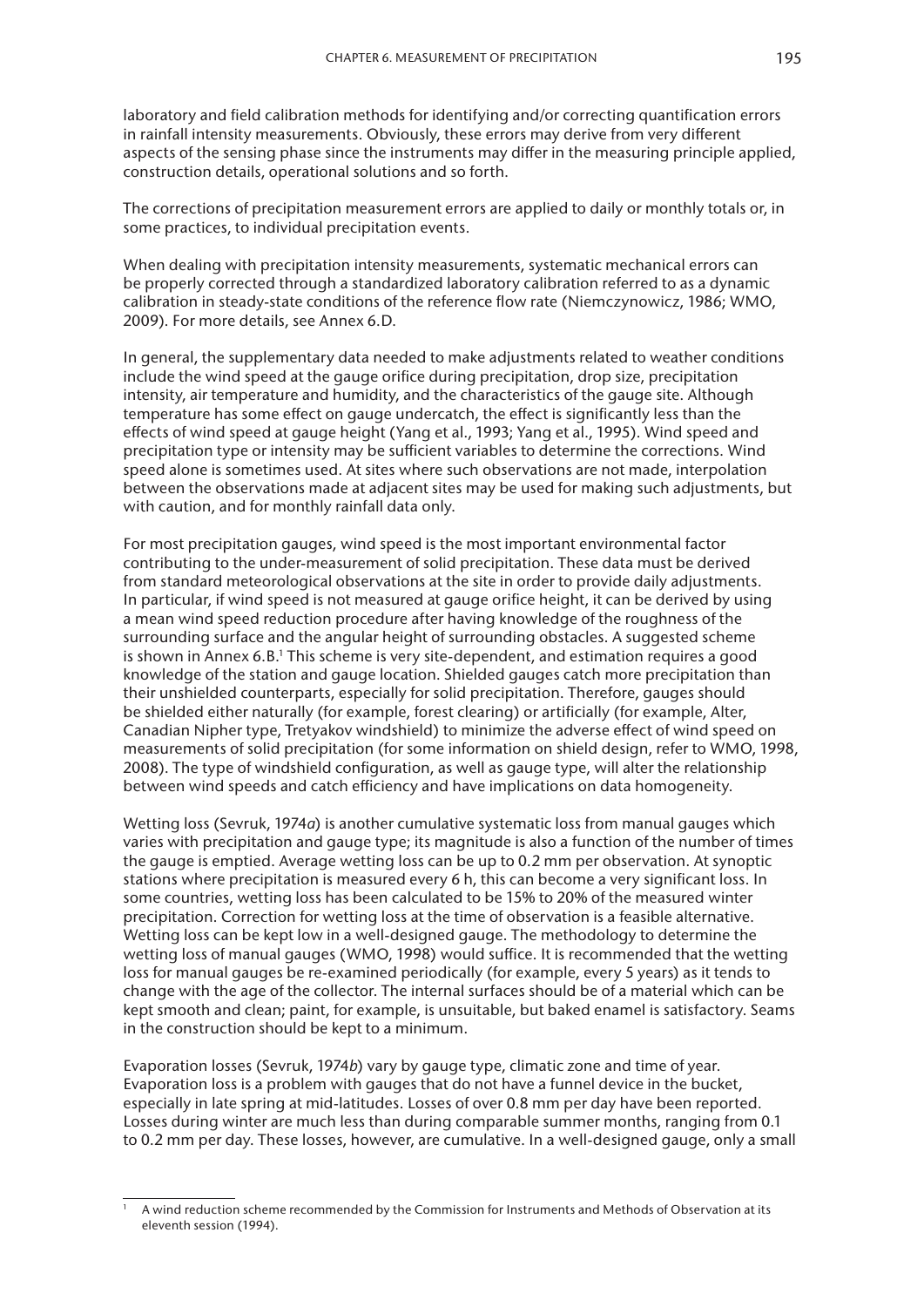laboratory and field calibration methods for identifying and/or correcting quantification errors in rainfall intensity measurements. Obviously, these errors may derive from very different aspects of the sensing phase since the instruments may differ in the measuring principle applied, construction details, operational solutions and so forth.

The corrections of precipitation measurement errors are applied to daily or monthly totals or, in some practices, to individual precipitation events.

When dealing with precipitation intensity measurements, systematic mechanical errors can be properly corrected through a standardized laboratory calibration referred to as a dynamic calibration in steady-state conditions of the reference flow rate (Niemczynowicz, 1986; WMO, 2009). For more details, see Annex 6.D.

In general, the supplementary data needed to make adjustments related to weather conditions include the wind speed at the gauge orifice during precipitation, drop size, precipitation intensity, air temperature and humidity, and the characteristics of the gauge site. Although temperature has some effect on gauge undercatch, the effect is significantly less than the effects of wind speed at gauge height (Yang et al., 1993; Yang et al., 1995). Wind speed and precipitation type or intensity may be sufficient variables to determine the corrections. Wind speed alone is sometimes used. At sites where such observations are not made, interpolation between the observations made at adjacent sites may be used for making such adjustments, but with caution, and for monthly rainfall data only.

For most precipitation gauges, wind speed is the most important environmental factor contributing to the under-measurement of solid precipitation. These data must be derived from standard meteorological observations at the site in order to provide daily adjustments. In particular, if wind speed is not measured at gauge orifice height, it can be derived by using a mean wind speed reduction procedure after having knowledge of the roughness of the surrounding surface and the angular height of surrounding obstacles. A suggested scheme is shown in Annex 6.B.[1] This scheme is very site-dependent, and estimation requires a good knowledge of the station and gauge location. Shielded gauges catch more precipitation than their unshielded counterparts, especially for solid precipitation. Therefore, gauges should be shielded either naturally (for example, forest clearing) or artificially (for example, Alter, Canadian Nipher type, Tretyakov windshield) to minimize the adverse effect of wind speed on measurements of solid precipitation (for some information on shield design, refer to WMO, 1998, 2008). The type of windshield configuration, as well as gauge type, will alter the relationship between wind speeds and catch efficiency and have implications on data homogeneity.

Wetting loss (Sevruk, 1974*a*) is another cumulative systematic loss from manual gauges which varies with precipitation and gauge type; its magnitude is also a function of the number of times the gauge is emptied. Average wetting loss can be up to 0.2 mm per observation. At synoptic stations where precipitation is measured every 6 h, this can become a very significant loss. In some countries, wetting loss has been calculated to be 15% to 20% of the measured winter precipitation. Correction for wetting loss at the time of observation is a feasible alternative. Wetting loss can be kept low in a well-designed gauge. The methodology to determine the wetting loss of manual gauges (WMO, 1998) would suffice. It is recommended that the wetting loss for manual gauges be re-examined periodically (for example, every 5 years) as it tends to change with the age of the collector. The internal surfaces should be of a material which can be kept smooth and clean; paint, for example, is unsuitable, but baked enamel is satisfactory. Seams in the construction should be kept to a minimum.

Evaporation losses (Sevruk, 1974*b*) vary by gauge type, climatic zone and time of year. Evaporation loss is a problem with gauges that do not have a funnel device in the bucket, especially in late spring at mid-latitudes. Losses of over 0.8 mm per day have been reported. Losses during winter are much less than during comparable summer months, ranging from 0.1 to 0.2 mm per day. These losses, however, are cumulative. In a well-designed gauge, only a small

---

[1] A wind reduction scheme recommended by the Commission for Instruments and Methods of Observation at its eleventh session (1994).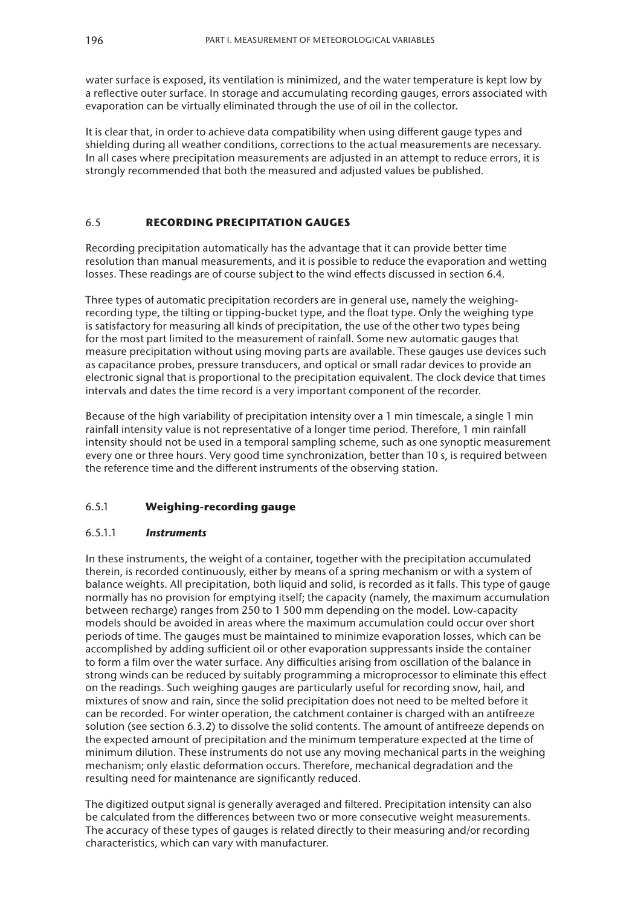water surface is exposed, its ventilation is minimized, and the water temperature is kept low by a reflective outer surface. In storage and accumulating recording gauges, errors associated with evaporation can be virtually eliminated through the use of oil in the collector.

It is clear that, in order to achieve data compatibility when using different gauge types and shielding during all weather conditions, corrections to the actual measurements are necessary. In all cases where precipitation measurements are adjusted in an attempt to reduce errors, it is strongly recommended that both the measured and adjusted values be published.

## 6.5 RECORDING PRECIPITATION GAUGES

Recording precipitation automatically has the advantage that it can provide better time resolution than manual measurements, and it is possible to reduce the evaporation and wetting losses. These readings are of course subject to the wind effects discussed in section 6.4.

Three types of automatic precipitation recorders are in general use, namely the weighing-recording type, the tilting or tipping-bucket type, and the float type. Only the weighing type is satisfactory for measuring all kinds of precipitation, the use of the other two types being for the most part limited to the measurement of rainfall. Some new automatic gauges that measure precipitation without using moving parts are available. These gauges use devices such as capacitance probes, pressure transducers, and optical or small radar devices to provide an electronic signal that is proportional to the precipitation equivalent. The clock device that times intervals and dates the time record is a very important component of the recorder.

Because of the high variability of precipitation intensity over a 1 min timescale, a single 1 min rainfall intensity value is not representative of a longer time period. Therefore, 1 min rainfall intensity should not be used in a temporal sampling scheme, such as one synoptic measurement every one or three hours. Very good time synchronization, better than 10 s, is required between the reference time and the different instruments of the observing station.

### 6.5.1 Weighing-recording gauge

#### 6.5.1.1 *Instruments*

In these instruments, the weight of a container, together with the precipitation accumulated therein, is recorded continuously, either by means of a spring mechanism or with a system of balance weights. All precipitation, both liquid and solid, is recorded as it falls. This type of gauge normally has no provision for emptying itself; the capacity (namely, the maximum accumulation between recharge) ranges from 250 to 1 500 mm depending on the model. Low-capacity models should be avoided in areas where the maximum accumulation could occur over short periods of time. The gauges must be maintained to minimize evaporation losses, which can be accomplished by adding sufficient oil or other evaporation suppressants inside the container to form a film over the water surface. Any difficulties arising from oscillation of the balance in strong winds can be reduced by suitably programming a microprocessor to eliminate this effect on the readings. Such weighing gauges are particularly useful for recording snow, hail, and mixtures of snow and rain, since the solid precipitation does not need to be melted before it can be recorded. For winter operation, the catchment container is charged with an antifreeze solution (see section 6.3.2) to dissolve the solid contents. The amount of antifreeze depends on the expected amount of precipitation and the minimum temperature expected at the time of minimum dilution. These instruments do not use any moving mechanical parts in the weighing mechanism; only elastic deformation occurs. Therefore, mechanical degradation and the resulting need for maintenance are significantly reduced.

The digitized output signal is generally averaged and filtered. Precipitation intensity can also be calculated from the differences between two or more consecutive weight measurements. The accuracy of these types of gauges is related directly to their measuring and/or recording characteristics, which can vary with manufacturer.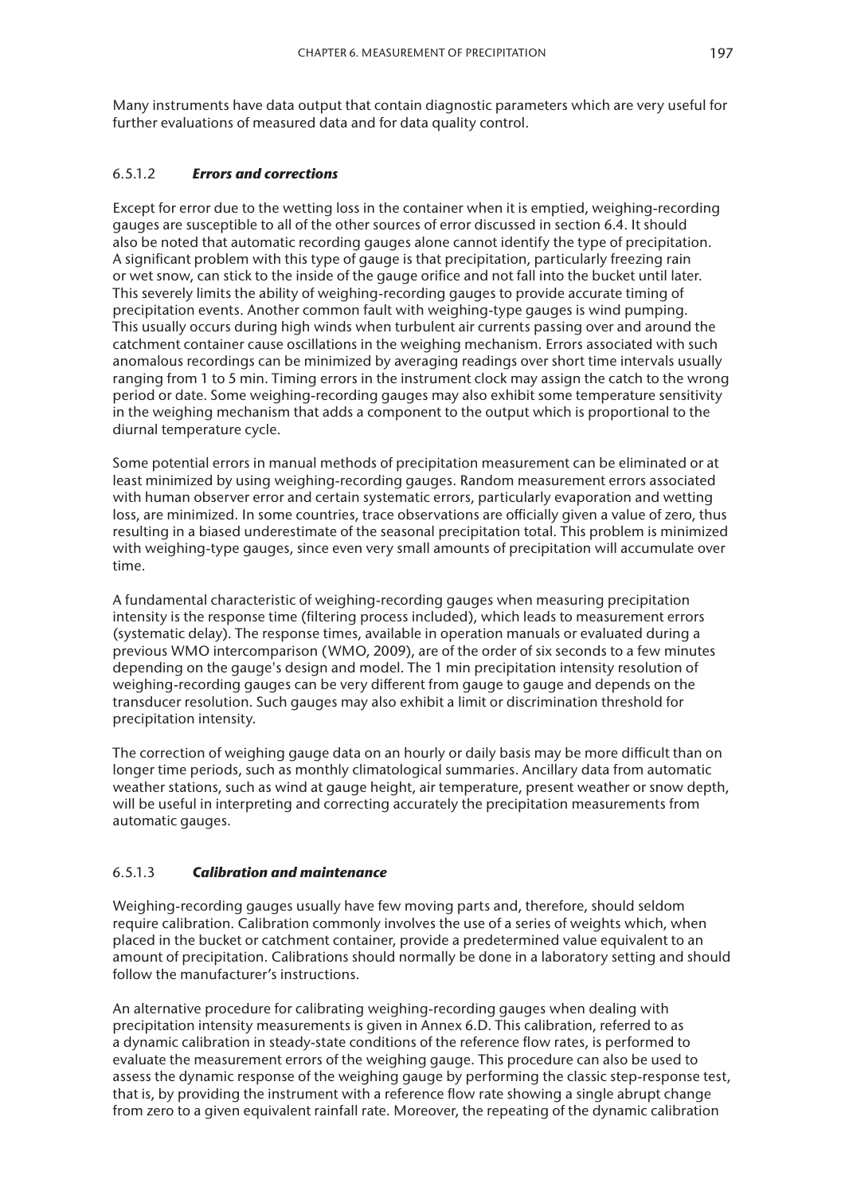Many instruments have data output that contain diagnostic parameters which are very useful for further evaluations of measured data and for data quality control.

#### 6.5.1.2 *Errors and corrections*

Except for error due to the wetting loss in the container when it is emptied, weighing-recording gauges are susceptible to all of the other sources of error discussed in section 6.4. It should also be noted that automatic recording gauges alone cannot identify the type of precipitation. A significant problem with this type of gauge is that precipitation, particularly freezing rain or wet snow, can stick to the inside of the gauge orifice and not fall into the bucket until later. This severely limits the ability of weighing-recording gauges to provide accurate timing of precipitation events. Another common fault with weighing-type gauges is wind pumping. This usually occurs during high winds when turbulent air currents passing over and around the catchment container cause oscillations in the weighing mechanism. Errors associated with such anomalous recordings can be minimized by averaging readings over short time intervals usually ranging from 1 to 5 min. Timing errors in the instrument clock may assign the catch to the wrong period or date. Some weighing-recording gauges may also exhibit some temperature sensitivity in the weighing mechanism that adds a component to the output which is proportional to the diurnal temperature cycle.

Some potential errors in manual methods of precipitation measurement can be eliminated or at least minimized by using weighing-recording gauges. Random measurement errors associated with human observer error and certain systematic errors, particularly evaporation and wetting loss, are minimized. In some countries, trace observations are officially given a value of zero, thus resulting in a biased underestimate of the seasonal precipitation total. This problem is minimized with weighing-type gauges, since even very small amounts of precipitation will accumulate over time.

A fundamental characteristic of weighing-recording gauges when measuring precipitation intensity is the response time (filtering process included), which leads to measurement errors (systematic delay). The response times, available in operation manuals or evaluated during a previous WMO intercomparison (WMO, 2009), are of the order of six seconds to a few minutes depending on the gauge's design and model. The 1 min precipitation intensity resolution of weighing-recording gauges can be very different from gauge to gauge and depends on the transducer resolution. Such gauges may also exhibit a limit or discrimination threshold for precipitation intensity.

The correction of weighing gauge data on an hourly or daily basis may be more difficult than on longer time periods, such as monthly climatological summaries. Ancillary data from automatic weather stations, such as wind at gauge height, air temperature, present weather or snow depth, will be useful in interpreting and correcting accurately the precipitation measurements from automatic gauges.

#### 6.5.1.3 *Calibration and maintenance*

Weighing-recording gauges usually have few moving parts and, therefore, should seldom require calibration. Calibration commonly involves the use of a series of weights which, when placed in the bucket or catchment container, provide a predetermined value equivalent to an amount of precipitation. Calibrations should normally be done in a laboratory setting and should follow the manufacturer's instructions.

An alternative procedure for calibrating weighing-recording gauges when dealing with precipitation intensity measurements is given in Annex 6.D. This calibration, referred to as a dynamic calibration in steady-state conditions of the reference flow rates, is performed to evaluate the measurement errors of the weighing gauge. This procedure can also be used to assess the dynamic response of the weighing gauge by performing the classic step-response test, that is, by providing the instrument with a reference flow rate showing a single abrupt change from zero to a given equivalent rainfall rate. Moreover, the repeating of the dynamic calibration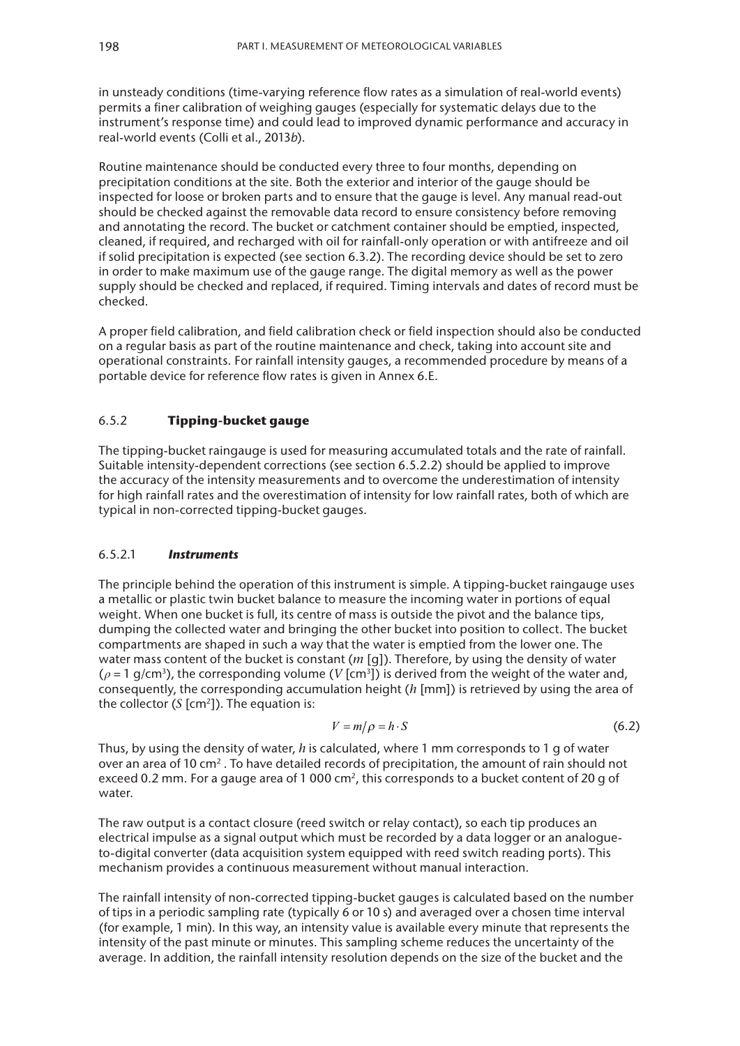in unsteady conditions (time-varying reference flow rates as a simulation of real-world events) permits a finer calibration of weighing gauges (especially for systematic delays due to the instrument's response time) and could lead to improved dynamic performance and accuracy in real-world events (Colli et al., 2013*b*).

Routine maintenance should be conducted every three to four months, depending on precipitation conditions at the site. Both the exterior and interior of the gauge should be inspected for loose or broken parts and to ensure that the gauge is level. Any manual read-out should be checked against the removable data record to ensure consistency before removing and annotating the record. The bucket or catchment container should be emptied, inspected, cleaned, if required, and recharged with oil for rainfall-only operation or with antifreeze and oil if solid precipitation is expected (see section 6.3.2). The recording device should be set to zero in order to make maximum use of the gauge range. The digital memory as well as the power supply should be checked and replaced, if required. Timing intervals and dates of record must be checked.

A proper field calibration, and field calibration check or field inspection should also be conducted on a regular basis as part of the routine maintenance and check, taking into account site and operational constraints. For rainfall intensity gauges, a recommended procedure by means of a portable device for reference flow rates is given in Annex 6.E.

## 6.5.2 **Tipping-bucket gauge**

The tipping-bucket raingauge is used for measuring accumulated totals and the rate of rainfall. Suitable intensity-dependent corrections (see section 6.5.2.2) should be applied to improve the accuracy of the intensity measurements and to overcome the underestimation of intensity for high rainfall rates and the overestimation of intensity for low rainfall rates, both of which are typical in non-corrected tipping-bucket gauges.

### 6.5.2.1 ***Instruments***

The principle behind the operation of this instrument is simple. A tipping-bucket raingauge uses a metallic or plastic twin bucket balance to measure the incoming water in portions of equal weight. When one bucket is full, its centre of mass is outside the pivot and the balance tips, dumping the collected water and bringing the other bucket into position to collect. The bucket compartments are shaped in such a way that the water is emptied from the lower one. The water mass content of the bucket is constant ($m$ [g]). Therefore, by using the density of water ($\rho = 1$ g/cm$^3$), the corresponding volume ($V$ [cm$^3$]) is derived from the weight of the water and, consequently, the corresponding accumulation height ($h$ [mm]) is retrieved by using the area of the collector ($S$ [cm$^2$]). The equation is:

$$V = m/\rho = h \cdot S \tag{6.2}$$

Thus, by using the density of water, $h$ is calculated, where 1 mm corresponds to 1 g of water over an area of 10 cm$^2$ . To have detailed records of precipitation, the amount of rain should not exceed 0.2 mm. For a gauge area of 1 000 cm$^2$, this corresponds to a bucket content of 20 g of water.

The raw output is a contact closure (reed switch or relay contact), so each tip produces an electrical impulse as a signal output which must be recorded by a data logger or an analogue-to-digital converter (data acquisition system equipped with reed switch reading ports). This mechanism provides a continuous measurement without manual interaction.

The rainfall intensity of non-corrected tipping-bucket gauges is calculated based on the number of tips in a periodic sampling rate (typically 6 or 10 s) and averaged over a chosen time interval (for example, 1 min). In this way, an intensity value is available every minute that represents the intensity of the past minute or minutes. This sampling scheme reduces the uncertainty of the average. In addition, the rainfall intensity resolution depends on the size of the bucket and the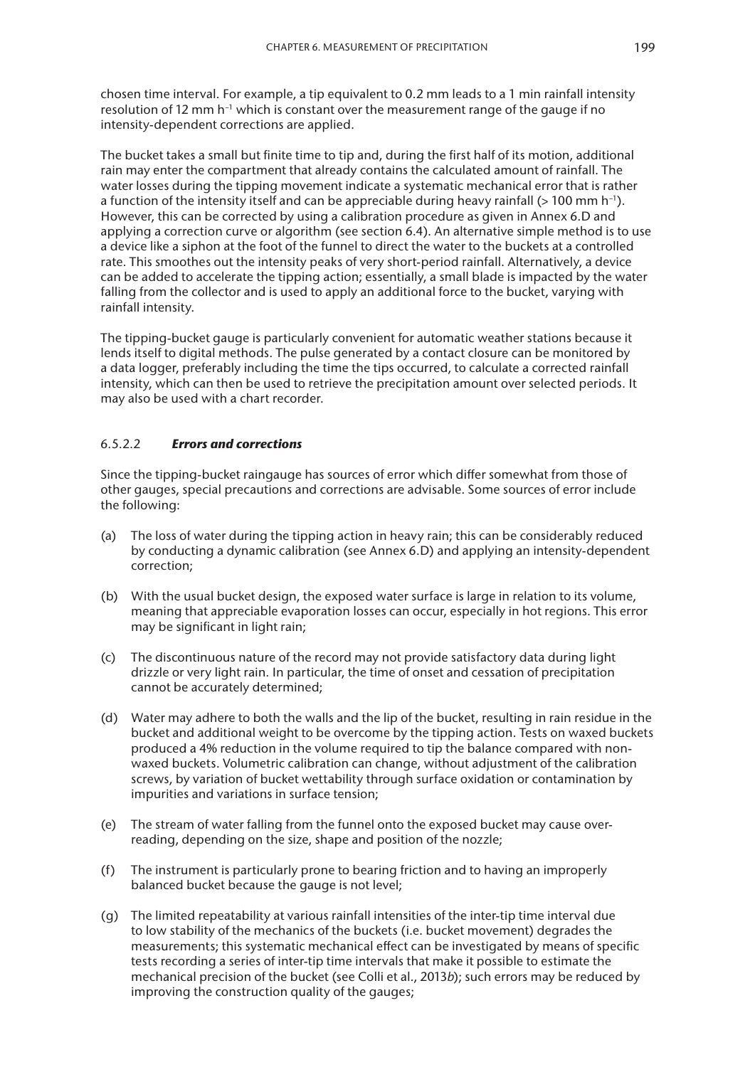chosen time interval. For example, a tip equivalent to 0.2 mm leads to a 1 min rainfall intensity resolution of 12 mm $h^{-1}$ which is constant over the measurement range of the gauge if no intensity-dependent corrections are applied.

The bucket takes a small but finite time to tip and, during the first half of its motion, additional rain may enter the compartment that already contains the calculated amount of rainfall. The water losses during the tipping movement indicate a systematic mechanical error that is rather a function of the intensity itself and can be appreciable during heavy rainfall (> 100 mm $h^{-1}$). However, this can be corrected by using a calibration procedure as given in Annex 6.D and applying a correction curve or algorithm (see section 6.4). An alternative simple method is to use a device like a siphon at the foot of the funnel to direct the water to the buckets at a controlled rate. This smoothes out the intensity peaks of very short-period rainfall. Alternatively, a device can be added to accelerate the tipping action; essentially, a small blade is impacted by the water falling from the collector and is used to apply an additional force to the bucket, varying with rainfall intensity.

The tipping-bucket gauge is particularly convenient for automatic weather stations because it lends itself to digital methods. The pulse generated by a contact closure can be monitored by a data logger, preferably including the time the tips occurred, to calculate a corrected rainfall intensity, which can then be used to retrieve the precipitation amount over selected periods. It may also be used with a chart recorder.

#### 6.5.2.2 ***Errors and corrections***

Since the tipping-bucket raingauge has sources of error which differ somewhat from those of other gauges, special precautions and corrections are advisable. Some sources of error include the following:

(a) The loss of water during the tipping action in heavy rain; this can be considerably reduced by conducting a dynamic calibration (see Annex 6.D) and applying an intensity-dependent correction;

(b) With the usual bucket design, the exposed water surface is large in relation to its volume, meaning that appreciable evaporation losses can occur, especially in hot regions. This error may be significant in light rain;

(c) The discontinuous nature of the record may not provide satisfactory data during light drizzle or very light rain. In particular, the time of onset and cessation of precipitation cannot be accurately determined;

(d) Water may adhere to both the walls and the lip of the bucket, resulting in rain residue in the bucket and additional weight to be overcome by the tipping action. Tests on waxed buckets produced a 4% reduction in the volume required to tip the balance compared with non-waxed buckets. Volumetric calibration can change, without adjustment of the calibration screws, by variation of bucket wettability through surface oxidation or contamination by impurities and variations in surface tension;

(e) The stream of water falling from the funnel onto the exposed bucket may cause over-reading, depending on the size, shape and position of the nozzle;

(f) The instrument is particularly prone to bearing friction and to having an improperly balanced bucket because the gauge is not level;

(g) The limited repeatability at various rainfall intensities of the inter-tip time interval due to low stability of the mechanics of the buckets (i.e. bucket movement) degrades the measurements; this systematic mechanical effect can be investigated by means of specific tests recording a series of inter-tip time intervals that make it possible to estimate the mechanical precision of the bucket (see Colli et al., 2013*b*); such errors may be reduced by improving the construction quality of the gauges;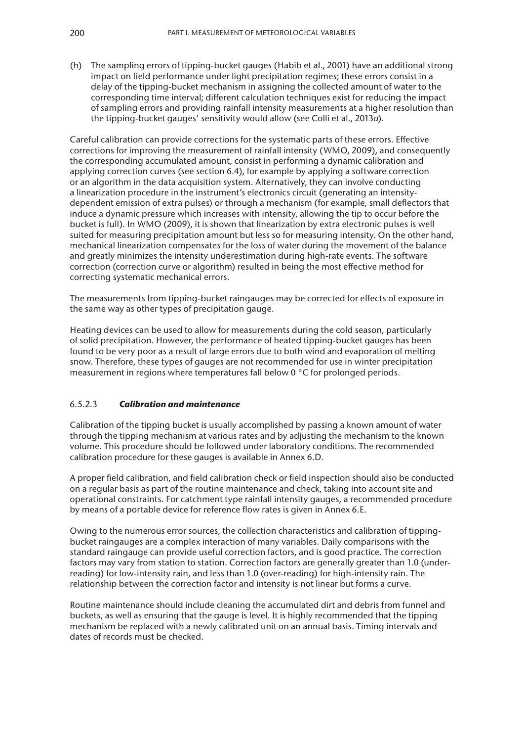(h) The sampling errors of tipping-bucket gauges (Habib et al., 2001) have an additional strong impact on field performance under light precipitation regimes; these errors consist in a delay of the tipping-bucket mechanism in assigning the collected amount of water to the corresponding time interval; different calculation techniques exist for reducing the impact of sampling errors and providing rainfall intensity measurements at a higher resolution than the tipping-bucket gauges' sensitivity would allow (see Colli et al., 2013*a*).

Careful calibration can provide corrections for the systematic parts of these errors. Effective corrections for improving the measurement of rainfall intensity (WMO, 2009), and consequently the corresponding accumulated amount, consist in performing a dynamic calibration and applying correction curves (see section 6.4), for example by applying a software correction or an algorithm in the data acquisition system. Alternatively, they can involve conducting a linearization procedure in the instrument's electronics circuit (generating an intensity-dependent emission of extra pulses) or through a mechanism (for example, small deflectors that induce a dynamic pressure which increases with intensity, allowing the tip to occur before the bucket is full). In WMO (2009), it is shown that linearization by extra electronic pulses is well suited for measuring precipitation amount but less so for measuring intensity. On the other hand, mechanical linearization compensates for the loss of water during the movement of the balance and greatly minimizes the intensity underestimation during high-rate events. The software correction (correction curve or algorithm) resulted in being the most effective method for correcting systematic mechanical errors.

The measurements from tipping-bucket raingauges may be corrected for effects of exposure in the same way as other types of precipitation gauge.

Heating devices can be used to allow for measurements during the cold season, particularly of solid precipitation. However, the performance of heated tipping-bucket gauges has been found to be very poor as a result of large errors due to both wind and evaporation of melting snow. Therefore, these types of gauges are not recommended for use in winter precipitation measurement in regions where temperatures fall below 0 °C for prolonged periods.

### 6.5.2.3 *Calibration and maintenance*

Calibration of the tipping bucket is usually accomplished by passing a known amount of water through the tipping mechanism at various rates and by adjusting the mechanism to the known volume. This procedure should be followed under laboratory conditions. The recommended calibration procedure for these gauges is available in Annex 6.D.

A proper field calibration, and field calibration check or field inspection should also be conducted on a regular basis as part of the routine maintenance and check, taking into account site and operational constraints. For catchment type rainfall intensity gauges, a recommended procedure by means of a portable device for reference flow rates is given in Annex 6.E.

Owing to the numerous error sources, the collection characteristics and calibration of tipping-bucket raingauges are a complex interaction of many variables. Daily comparisons with the standard raingauge can provide useful correction factors, and is good practice. The correction factors may vary from station to station. Correction factors are generally greater than 1.0 (under-reading) for low-intensity rain, and less than 1.0 (over-reading) for high-intensity rain. The relationship between the correction factor and intensity is not linear but forms a curve.

Routine maintenance should include cleaning the accumulated dirt and debris from funnel and buckets, as well as ensuring that the gauge is level. It is highly recommended that the tipping mechanism be replaced with a newly calibrated unit on an annual basis. Timing intervals and dates of records must be checked.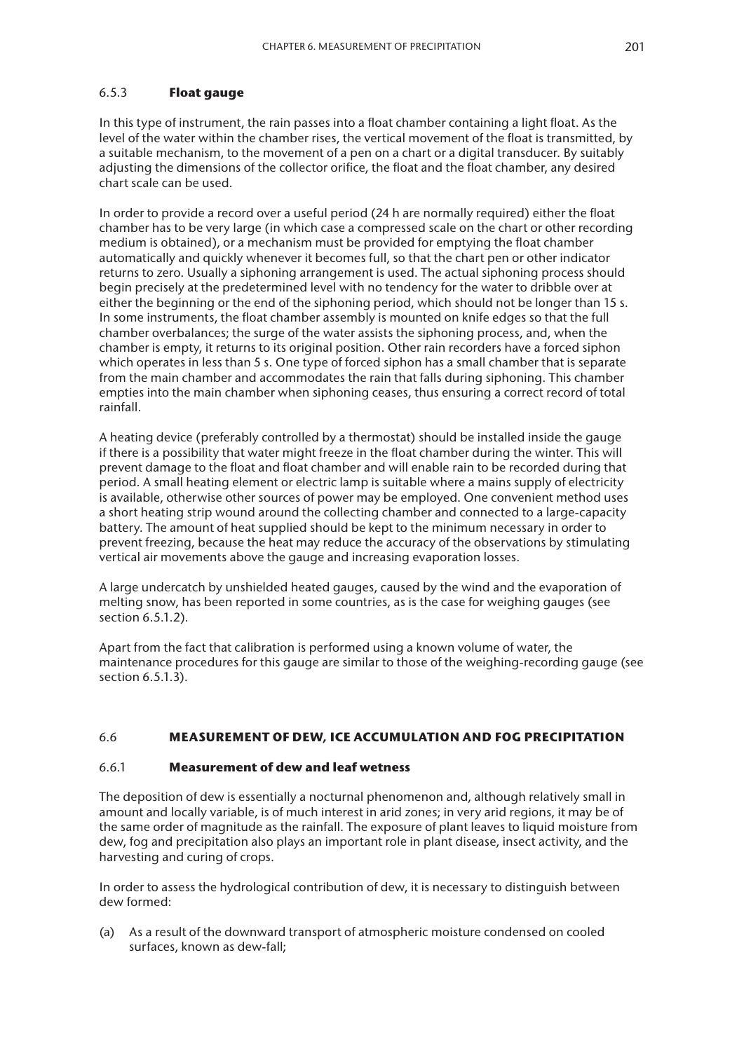### 6.5.3 **Float gauge**

In this type of instrument, the rain passes into a float chamber containing a light float. As the level of the water within the chamber rises, the vertical movement of the float is transmitted, by a suitable mechanism, to the movement of a pen on a chart or a digital transducer. By suitably adjusting the dimensions of the collector orifice, the float and the float chamber, any desired chart scale can be used.

In order to provide a record over a useful period (24 h are normally required) either the float chamber has to be very large (in which case a compressed scale on the chart or other recording medium is obtained), or a mechanism must be provided for emptying the float chamber automatically and quickly whenever it becomes full, so that the chart pen or other indicator returns to zero. Usually a siphoning arrangement is used. The actual siphoning process should begin precisely at the predetermined level with no tendency for the water to dribble over at either the beginning or the end of the siphoning period, which should not be longer than 15 s. In some instruments, the float chamber assembly is mounted on knife edges so that the full chamber overbalances; the surge of the water assists the siphoning process, and, when the chamber is empty, it returns to its original position. Other rain recorders have a forced siphon which operates in less than 5 s. One type of forced siphon has a small chamber that is separate from the main chamber and accommodates the rain that falls during siphoning. This chamber empties into the main chamber when siphoning ceases, thus ensuring a correct record of total rainfall.

A heating device (preferably controlled by a thermostat) should be installed inside the gauge if there is a possibility that water might freeze in the float chamber during the winter. This will prevent damage to the float and float chamber and will enable rain to be recorded during that period. A small heating element or electric lamp is suitable where a mains supply of electricity is available, otherwise other sources of power may be employed. One convenient method uses a short heating strip wound around the collecting chamber and connected to a large-capacity battery. The amount of heat supplied should be kept to the minimum necessary in order to prevent freezing, because the heat may reduce the accuracy of the observations by stimulating vertical air movements above the gauge and increasing evaporation losses.

A large undercatch by unshielded heated gauges, caused by the wind and the evaporation of melting snow, has been reported in some countries, as is the case for weighing gauges (see section 6.5.1.2).

Apart from the fact that calibration is performed using a known volume of water, the maintenance procedures for this gauge are similar to those of the weighing-recording gauge (see section 6.5.1.3).

## 6.6 **MEASUREMENT OF DEW, ICE ACCUMULATION AND FOG PRECIPITATION**

### 6.6.1 **Measurement of dew and leaf wetness**

The deposition of dew is essentially a nocturnal phenomenon and, although relatively small in amount and locally variable, is of much interest in arid zones; in very arid regions, it may be of the same order of magnitude as the rainfall. The exposure of plant leaves to liquid moisture from dew, fog and precipitation also plays an important role in plant disease, insect activity, and the harvesting and curing of crops.

In order to assess the hydrological contribution of dew, it is necessary to distinguish between dew formed:

(a) As a result of the downward transport of atmospheric moisture condensed on cooled surfaces, known as dew-fall;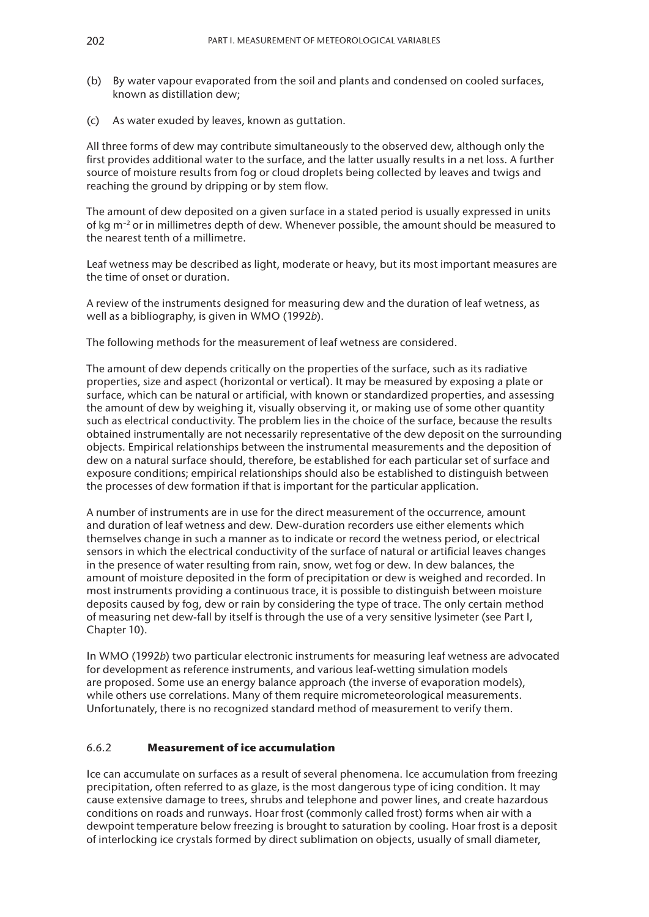(b) By water vapour evaporated from the soil and plants and condensed on cooled surfaces, known as distillation dew;

(c) As water exuded by leaves, known as guttation.

All three forms of dew may contribute simultaneously to the observed dew, although only the first provides additional water to the surface, and the latter usually results in a net loss. A further source of moisture results from fog or cloud droplets being collected by leaves and twigs and reaching the ground by dripping or by stem flow.

The amount of dew deposited on a given surface in a stated period is usually expressed in units of kg $m^{-2}$ or in millimetres depth of dew. Whenever possible, the amount should be measured to the nearest tenth of a millimetre.

Leaf wetness may be described as light, moderate or heavy, but its most important measures are the time of onset or duration.

A review of the instruments designed for measuring dew and the duration of leaf wetness, as well as a bibliography, is given in WMO (1992*b*).

The following methods for the measurement of leaf wetness are considered.

The amount of dew depends critically on the properties of the surface, such as its radiative properties, size and aspect (horizontal or vertical). It may be measured by exposing a plate or surface, which can be natural or artificial, with known or standardized properties, and assessing the amount of dew by weighing it, visually observing it, or making use of some other quantity such as electrical conductivity. The problem lies in the choice of the surface, because the results obtained instrumentally are not necessarily representative of the dew deposit on the surrounding objects. Empirical relationships between the instrumental measurements and the deposition of dew on a natural surface should, therefore, be established for each particular set of surface and exposure conditions; empirical relationships should also be established to distinguish between the processes of dew formation if that is important for the particular application.

A number of instruments are in use for the direct measurement of the occurrence, amount and duration of leaf wetness and dew. Dew-duration recorders use either elements which themselves change in such a manner as to indicate or record the wetness period, or electrical sensors in which the electrical conductivity of the surface of natural or artificial leaves changes in the presence of water resulting from rain, snow, wet fog or dew. In dew balances, the amount of moisture deposited in the form of precipitation or dew is weighed and recorded. In most instruments providing a continuous trace, it is possible to distinguish between moisture deposits caused by fog, dew or rain by considering the type of trace. The only certain method of measuring net dew-fall by itself is through the use of a very sensitive lysimeter (see Part I, Chapter 10).

In WMO (1992*b*) two particular electronic instruments for measuring leaf wetness are advocated for development as reference instruments, and various leaf-wetting simulation models are proposed. Some use an energy balance approach (the inverse of evaporation models), while others use correlations. Many of them require micrometeorological measurements. Unfortunately, there is no recognized standard method of measurement to verify them.

### 6.6.2 **Measurement of ice accumulation**

Ice can accumulate on surfaces as a result of several phenomena. Ice accumulation from freezing precipitation, often referred to as glaze, is the most dangerous type of icing condition. It may cause extensive damage to trees, shrubs and telephone and power lines, and create hazardous conditions on roads and runways. Hoar frost (commonly called frost) forms when air with a dewpoint temperature below freezing is brought to saturation by cooling. Hoar frost is a deposit of interlocking ice crystals formed by direct sublimation on objects, usually of small diameter,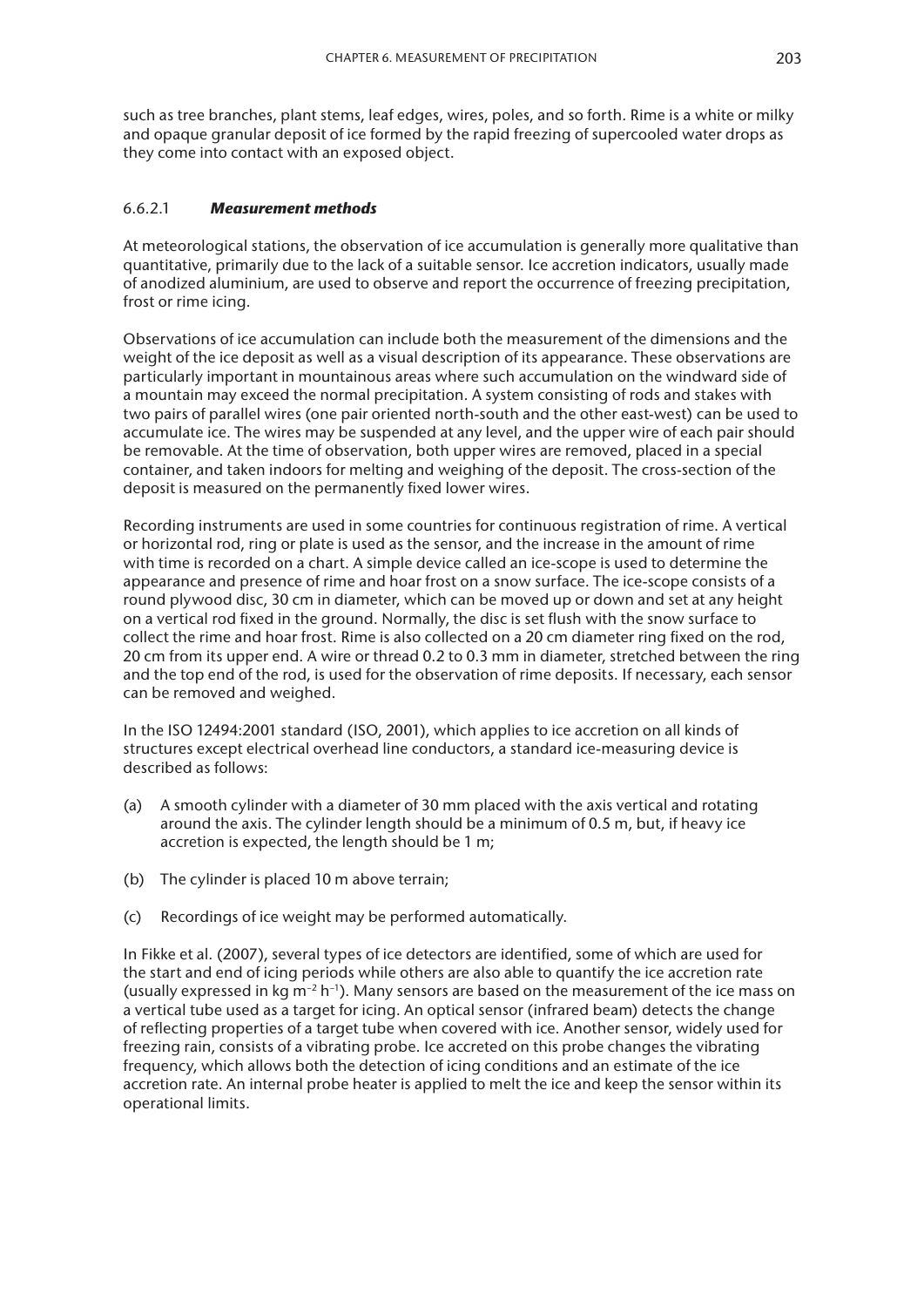such as tree branches, plant stems, leaf edges, wires, poles, and so forth. Rime is a white or milky and opaque granular deposit of ice formed by the rapid freezing of supercooled water drops as they come into contact with an exposed object.

### 6.6.2.1 ***Measurement methods***

At meteorological stations, the observation of ice accumulation is generally more qualitative than quantitative, primarily due to the lack of a suitable sensor. Ice accretion indicators, usually made of anodized aluminium, are used to observe and report the occurrence of freezing precipitation, frost or rime icing.

Observations of ice accumulation can include both the measurement of the dimensions and the weight of the ice deposit as well as a visual description of its appearance. These observations are particularly important in mountainous areas where such accumulation on the windward side of a mountain may exceed the normal precipitation. A system consisting of rods and stakes with two pairs of parallel wires (one pair oriented north-south and the other east-west) can be used to accumulate ice. The wires may be suspended at any level, and the upper wire of each pair should be removable. At the time of observation, both upper wires are removed, placed in a special container, and taken indoors for melting and weighing of the deposit. The cross-section of the deposit is measured on the permanently fixed lower wires.

Recording instruments are used in some countries for continuous registration of rime. A vertical or horizontal rod, ring or plate is used as the sensor, and the increase in the amount of rime with time is recorded on a chart. A simple device called an ice-scope is used to determine the appearance and presence of rime and hoar frost on a snow surface. The ice-scope consists of a round plywood disc, 30 cm in diameter, which can be moved up or down and set at any height on a vertical rod fixed in the ground. Normally, the disc is set flush with the snow surface to collect the rime and hoar frost. Rime is also collected on a 20 cm diameter ring fixed on the rod, 20 cm from its upper end. A wire or thread 0.2 to 0.3 mm in diameter, stretched between the ring and the top end of the rod, is used for the observation of rime deposits. If necessary, each sensor can be removed and weighed.

In the ISO 12494:2001 standard (ISO, 2001), which applies to ice accretion on all kinds of structures except electrical overhead line conductors, a standard ice-measuring device is described as follows:

(a) A smooth cylinder with a diameter of 30 mm placed with the axis vertical and rotating around the axis. The cylinder length should be a minimum of 0.5 m, but, if heavy ice accretion is expected, the length should be 1 m;

(b) The cylinder is placed 10 m above terrain;

(c) Recordings of ice weight may be performed automatically.

In Fikke et al. (2007), several types of ice detectors are identified, some of which are used for the start and end of icing periods while others are also able to quantify the ice accretion rate (usually expressed in kg $m^{-2}$ $h^{-1}$). Many sensors are based on the measurement of the ice mass on a vertical tube used as a target for icing. An optical sensor (infrared beam) detects the change of reflecting properties of a target tube when covered with ice. Another sensor, widely used for freezing rain, consists of a vibrating probe. Ice accreted on this probe changes the vibrating frequency, which allows both the detection of icing conditions and an estimate of the ice accretion rate. An internal probe heater is applied to melt the ice and keep the sensor within its operational limits.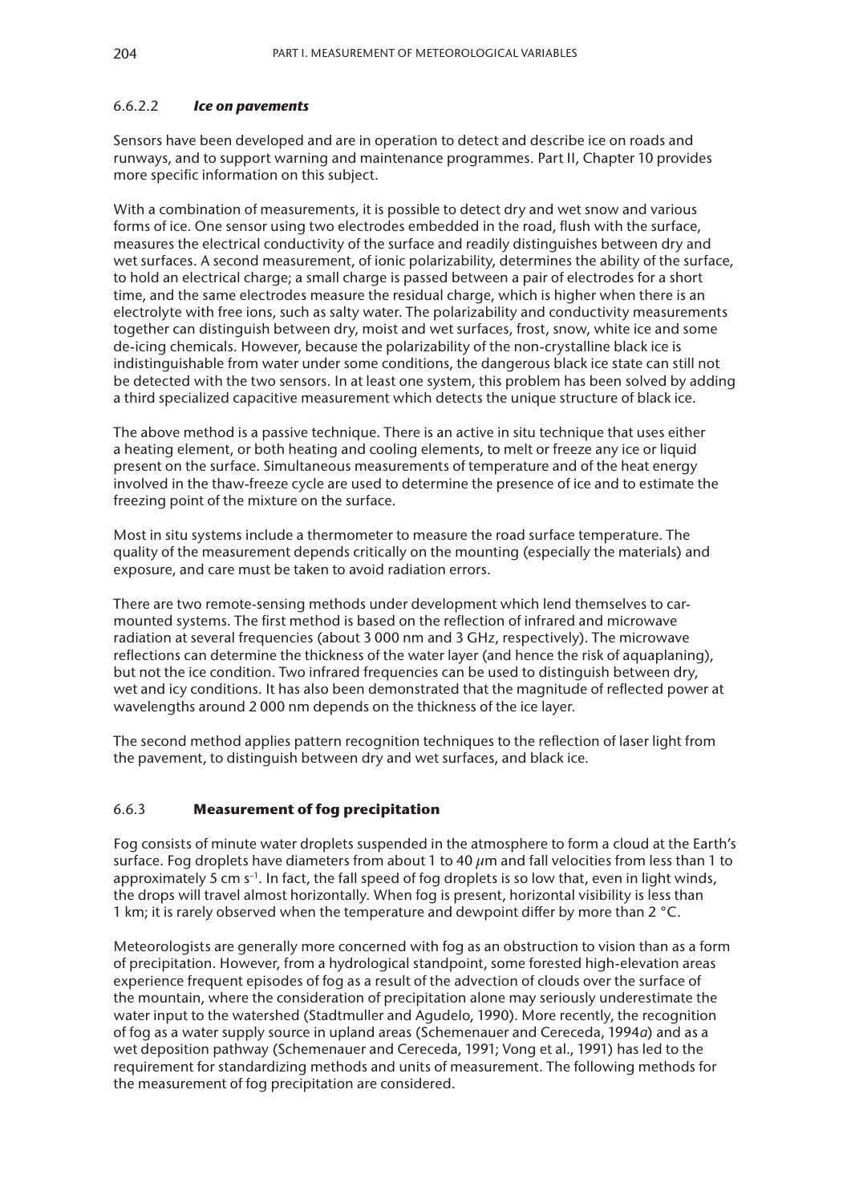#### 6.6.2.2 *Ice on pavements*

Sensors have been developed and are in operation to detect and describe ice on roads and runways, and to support warning and maintenance programmes. Part II, Chapter 10 provides more specific information on this subject.

With a combination of measurements, it is possible to detect dry and wet snow and various forms of ice. One sensor using two electrodes embedded in the road, flush with the surface, measures the electrical conductivity of the surface and readily distinguishes between dry and wet surfaces. A second measurement, of ionic polarizability, determines the ability of the surface, to hold an electrical charge; a small charge is passed between a pair of electrodes for a short time, and the same electrodes measure the residual charge, which is higher when there is an electrolyte with free ions, such as salty water. The polarizability and conductivity measurements together can distinguish between dry, moist and wet surfaces, frost, snow, white ice and some de-icing chemicals. However, because the polarizability of the non-crystalline black ice is indistinguishable from water under some conditions, the dangerous black ice state can still not be detected with the two sensors. In at least one system, this problem has been solved by adding a third specialized capacitive measurement which detects the unique structure of black ice.

The above method is a passive technique. There is an active in situ technique that uses either a heating element, or both heating and cooling elements, to melt or freeze any ice or liquid present on the surface. Simultaneous measurements of temperature and of the heat energy involved in the thaw-freeze cycle are used to determine the presence of ice and to estimate the freezing point of the mixture on the surface.

Most in situ systems include a thermometer to measure the road surface temperature. The quality of the measurement depends critically on the mounting (especially the materials) and exposure, and care must be taken to avoid radiation errors.

There are two remote-sensing methods under development which lend themselves to car-mounted systems. The first method is based on the reflection of infrared and microwave radiation at several frequencies (about 3 000 nm and 3 GHz, respectively). The microwave reflections can determine the thickness of the water layer (and hence the risk of aquaplaning), but not the ice condition. Two infrared frequencies can be used to distinguish between dry, wet and icy conditions. It has also been demonstrated that the magnitude of reflected power at wavelengths around 2 000 nm depends on the thickness of the ice layer.

The second method applies pattern recognition techniques to the reflection of laser light from the pavement, to distinguish between dry and wet surfaces, and black ice.

### 6.6.3 Measurement of fog precipitation

Fog consists of minute water droplets suspended in the atmosphere to form a cloud at the Earth's surface. Fog droplets have diameters from about 1 to 40 $\mu$m and fall velocities from less than 1 to approximately 5 cm s$^{-1}$. In fact, the fall speed of fog droplets is so low that, even in light winds, the drops will travel almost horizontally. When fog is present, horizontal visibility is less than 1 km; it is rarely observed when the temperature and dewpoint differ by more than 2 °C.

Meteorologists are generally more concerned with fog as an obstruction to vision than as a form of precipitation. However, from a hydrological standpoint, some forested high-elevation areas experience frequent episodes of fog as a result of the advection of clouds over the surface of the mountain, where the consideration of precipitation alone may seriously underestimate the water input to the watershed (Stadtmuller and Agudelo, 1990). More recently, the recognition of fog as a water supply source in upland areas (Schemenauer and Cereceda, 1994*a*) and as a wet deposition pathway (Schemenauer and Cereceda, 1991; Vong et al., 1991) has led to the requirement for standardizing methods and units of measurement. The following methods for the measurement of fog precipitation are considered.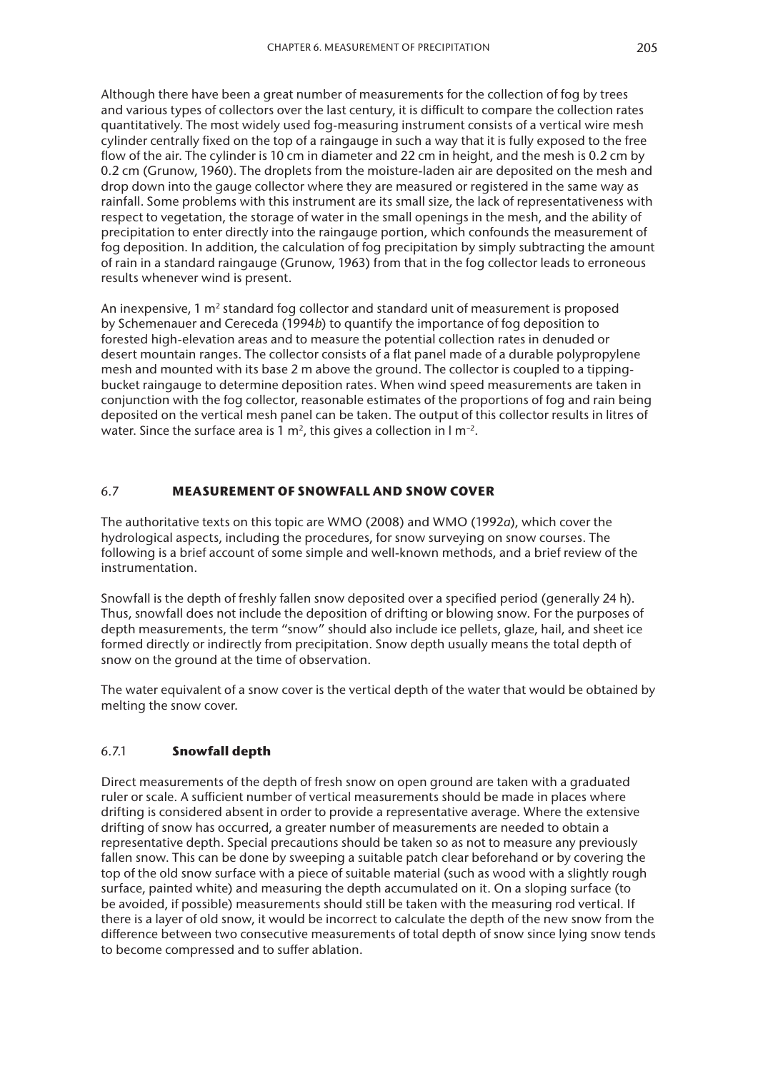Although there have been a great number of measurements for the collection of fog by trees and various types of collectors over the last century, it is difficult to compare the collection rates quantitatively. The most widely used fog-measuring instrument consists of a vertical wire mesh cylinder centrally fixed on the top of a raingauge in such a way that it is fully exposed to the free flow of the air. The cylinder is 10 cm in diameter and 22 cm in height, and the mesh is 0.2 cm by 0.2 cm (Grunow, 1960). The droplets from the moisture-laden air are deposited on the mesh and drop down into the gauge collector where they are measured or registered in the same way as rainfall. Some problems with this instrument are its small size, the lack of representativeness with respect to vegetation, the storage of water in the small openings in the mesh, and the ability of precipitation to enter directly into the raingauge portion, which confounds the measurement of fog deposition. In addition, the calculation of fog precipitation by simply subtracting the amount of rain in a standard raingauge (Grunow, 1963) from that in the fog collector leads to erroneous results whenever wind is present.

An inexpensive, 1 $m^2$ standard fog collector and standard unit of measurement is proposed by Schemenauer and Cereceda (1994*b*) to quantify the importance of fog deposition to forested high-elevation areas and to measure the potential collection rates in denuded or desert mountain ranges. The collector consists of a flat panel made of a durable polypropylene mesh and mounted with its base 2 m above the ground. The collector is coupled to a tipping-bucket raingauge to determine deposition rates. When wind speed measurements are taken in conjunction with the fog collector, reasonable estimates of the proportions of fog and rain being deposited on the vertical mesh panel can be taken. The output of this collector results in litres of water. Since the surface area is 1 $m^2$, this gives a collection in l $m^{-2}$.

## 6.7 MEASUREMENT OF SNOWFALL AND SNOW COVER

The authoritative texts on this topic are WMO (2008) and WMO (1992*a*), which cover the hydrological aspects, including the procedures, for snow surveying on snow courses. The following is a brief account of some simple and well-known methods, and a brief review of the instrumentation.

Snowfall is the depth of freshly fallen snow deposited over a specified period (generally 24 h). Thus, snowfall does not include the deposition of drifting or blowing snow. For the purposes of depth measurements, the term "snow" should also include ice pellets, glaze, hail, and sheet ice formed directly or indirectly from precipitation. Snow depth usually means the total depth of snow on the ground at the time of observation.

The water equivalent of a snow cover is the vertical depth of the water that would be obtained by melting the snow cover.

### 6.7.1 Snowfall depth

Direct measurements of the depth of fresh snow on open ground are taken with a graduated ruler or scale. A sufficient number of vertical measurements should be made in places where drifting is considered absent in order to provide a representative average. Where the extensive drifting of snow has occurred, a greater number of measurements are needed to obtain a representative depth. Special precautions should be taken so as not to measure any previously fallen snow. This can be done by sweeping a suitable patch clear beforehand or by covering the top of the old snow surface with a piece of suitable material (such as wood with a slightly rough surface, painted white) and measuring the depth accumulated on it. On a sloping surface (to be avoided, if possible) measurements should still be taken with the measuring rod vertical. If there is a layer of old snow, it would be incorrect to calculate the depth of the new snow from the difference between two consecutive measurements of total depth of snow since lying snow tends to become compressed and to suffer ablation.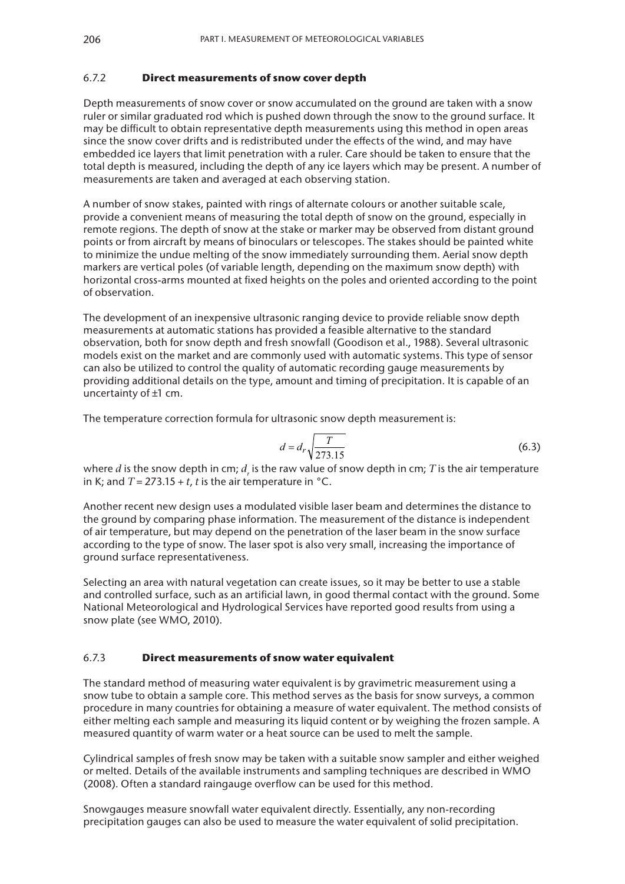### 6.7.2 Direct measurements of snow cover depth

Depth measurements of snow cover or snow accumulated on the ground are taken with a snow ruler or similar graduated rod which is pushed down through the snow to the ground surface. It may be difficult to obtain representative depth measurements using this method in open areas since the snow cover drifts and is redistributed under the effects of the wind, and may have embedded ice layers that limit penetration with a ruler. Care should be taken to ensure that the total depth is measured, including the depth of any ice layers which may be present. A number of measurements are taken and averaged at each observing station.

A number of snow stakes, painted with rings of alternate colours or another suitable scale, provide a convenient means of measuring the total depth of snow on the ground, especially in remote regions. The depth of snow at the stake or marker may be observed from distant ground points or from aircraft by means of binoculars or telescopes. The stakes should be painted white to minimize the undue melting of the snow immediately surrounding them. Aerial snow depth markers are vertical poles (of variable length, depending on the maximum snow depth) with horizontal cross-arms mounted at fixed heights on the poles and oriented according to the point of observation.

The development of an inexpensive ultrasonic ranging device to provide reliable snow depth measurements at automatic stations has provided a feasible alternative to the standard observation, both for snow depth and fresh snowfall (Goodison et al., 1988). Several ultrasonic models exist on the market and are commonly used with automatic systems. This type of sensor can also be utilized to control the quality of automatic recording gauge measurements by providing additional details on the type, amount and timing of precipitation. It is capable of an uncertainty of ±1 cm.

The temperature correction formula for ultrasonic snow depth measurement is:

$$d = d_r \sqrt{\frac{T}{273.15}} \tag{6.3}$$

where $d$ is the snow depth in cm; $d_r$ is the raw value of snow depth in cm; $T$ is the air temperature in K; and $T = 273.15 + t$, $t$ is the air temperature in °C.

Another recent new design uses a modulated visible laser beam and determines the distance to the ground by comparing phase information. The measurement of the distance is independent of air temperature, but may depend on the penetration of the laser beam in the snow surface according to the type of snow. The laser spot is also very small, increasing the importance of ground surface representativeness.

Selecting an area with natural vegetation can create issues, so it may be better to use a stable and controlled surface, such as an artificial lawn, in good thermal contact with the ground. Some National Meteorological and Hydrological Services have reported good results from using a snow plate (see WMO, 2010).

### 6.7.3 Direct measurements of snow water equivalent

The standard method of measuring water equivalent is by gravimetric measurement using a snow tube to obtain a sample core. This method serves as the basis for snow surveys, a common procedure in many countries for obtaining a measure of water equivalent. The method consists of either melting each sample and measuring its liquid content or by weighing the frozen sample. A measured quantity of warm water or a heat source can be used to melt the sample.

Cylindrical samples of fresh snow may be taken with a suitable snow sampler and either weighed or melted. Details of the available instruments and sampling techniques are described in WMO (2008). Often a standard raingauge overflow can be used for this method.

Snowgauges measure snowfall water equivalent directly. Essentially, any non-recording precipitation gauges can also be used to measure the water equivalent of solid precipitation.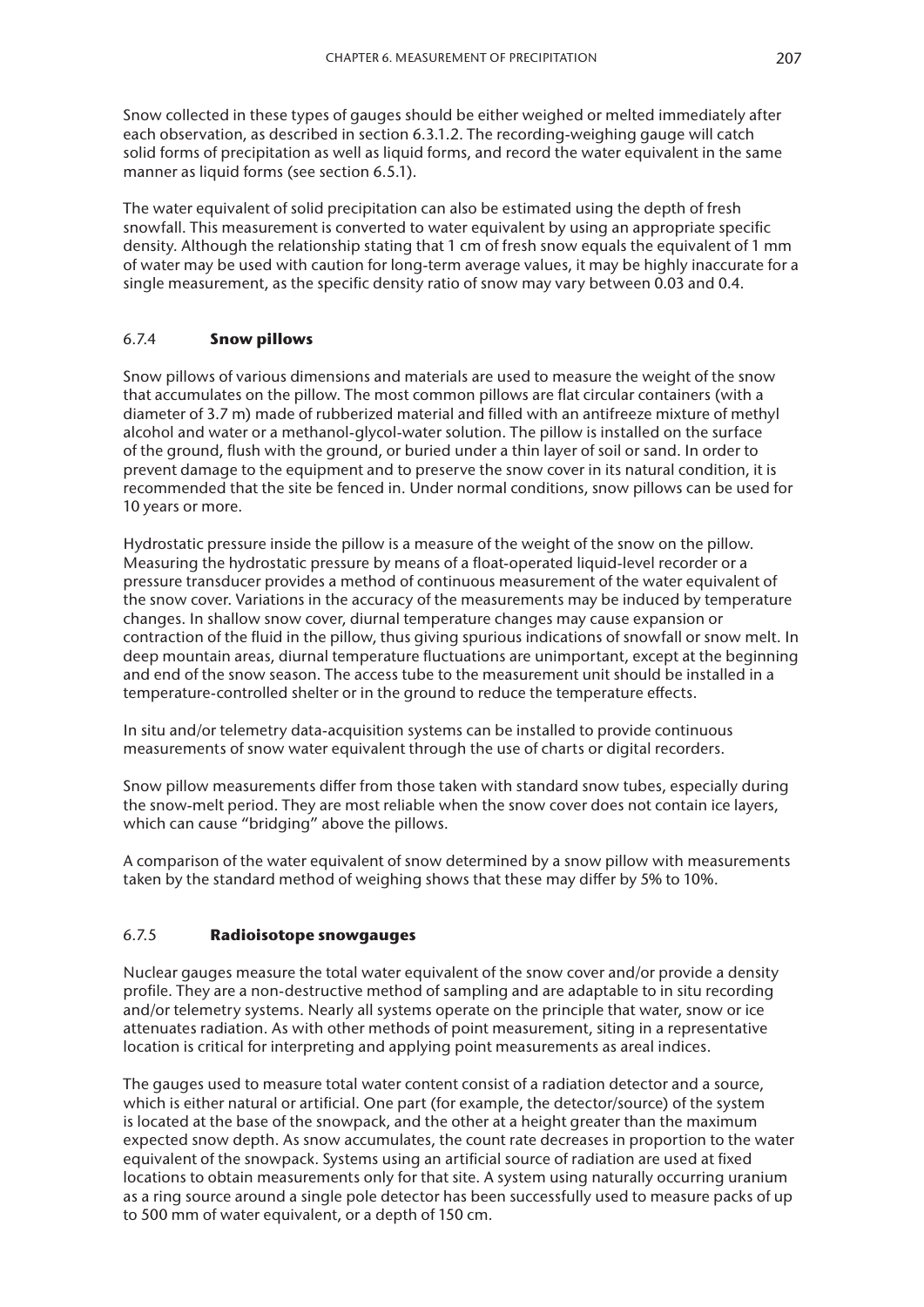Snow collected in these types of gauges should be either weighed or melted immediately after each observation, as described in section 6.3.1.2. The recording-weighing gauge will catch solid forms of precipitation as well as liquid forms, and record the water equivalent in the same manner as liquid forms (see section 6.5.1).

The water equivalent of solid precipitation can also be estimated using the depth of fresh snowfall. This measurement is converted to water equivalent by using an appropriate specific density. Although the relationship stating that 1 cm of fresh snow equals the equivalent of 1 mm of water may be used with caution for long-term average values, it may be highly inaccurate for a single measurement, as the specific density ratio of snow may vary between 0.03 and 0.4.

### 6.7.4 **Snow pillows**

Snow pillows of various dimensions and materials are used to measure the weight of the snow that accumulates on the pillow. The most common pillows are flat circular containers (with a diameter of 3.7 m) made of rubberized material and filled with an antifreeze mixture of methyl alcohol and water or a methanol-glycol-water solution. The pillow is installed on the surface of the ground, flush with the ground, or buried under a thin layer of soil or sand. In order to prevent damage to the equipment and to preserve the snow cover in its natural condition, it is recommended that the site be fenced in. Under normal conditions, snow pillows can be used for 10 years or more.

Hydrostatic pressure inside the pillow is a measure of the weight of the snow on the pillow. Measuring the hydrostatic pressure by means of a float-operated liquid-level recorder or a pressure transducer provides a method of continuous measurement of the water equivalent of the snow cover. Variations in the accuracy of the measurements may be induced by temperature changes. In shallow snow cover, diurnal temperature changes may cause expansion or contraction of the fluid in the pillow, thus giving spurious indications of snowfall or snow melt. In deep mountain areas, diurnal temperature fluctuations are unimportant, except at the beginning and end of the snow season. The access tube to the measurement unit should be installed in a temperature-controlled shelter or in the ground to reduce the temperature effects.

In situ and/or telemetry data-acquisition systems can be installed to provide continuous measurements of snow water equivalent through the use of charts or digital recorders.

Snow pillow measurements differ from those taken with standard snow tubes, especially during the snow-melt period. They are most reliable when the snow cover does not contain ice layers, which can cause "bridging" above the pillows.

A comparison of the water equivalent of snow determined by a snow pillow with measurements taken by the standard method of weighing shows that these may differ by 5% to 10%.

### 6.7.5 **Radioisotope snowgauges**

Nuclear gauges measure the total water equivalent of the snow cover and/or provide a density profile. They are a non-destructive method of sampling and are adaptable to in situ recording and/or telemetry systems. Nearly all systems operate on the principle that water, snow or ice attenuates radiation. As with other methods of point measurement, siting in a representative location is critical for interpreting and applying point measurements as areal indices.

The gauges used to measure total water content consist of a radiation detector and a source, which is either natural or artificial. One part (for example, the detector/source) of the system is located at the base of the snowpack, and the other at a height greater than the maximum expected snow depth. As snow accumulates, the count rate decreases in proportion to the water equivalent of the snowpack. Systems using an artificial source of radiation are used at fixed locations to obtain measurements only for that site. A system using naturally occurring uranium as a ring source around a single pole detector has been successfully used to measure packs of up to 500 mm of water equivalent, or a depth of 150 cm.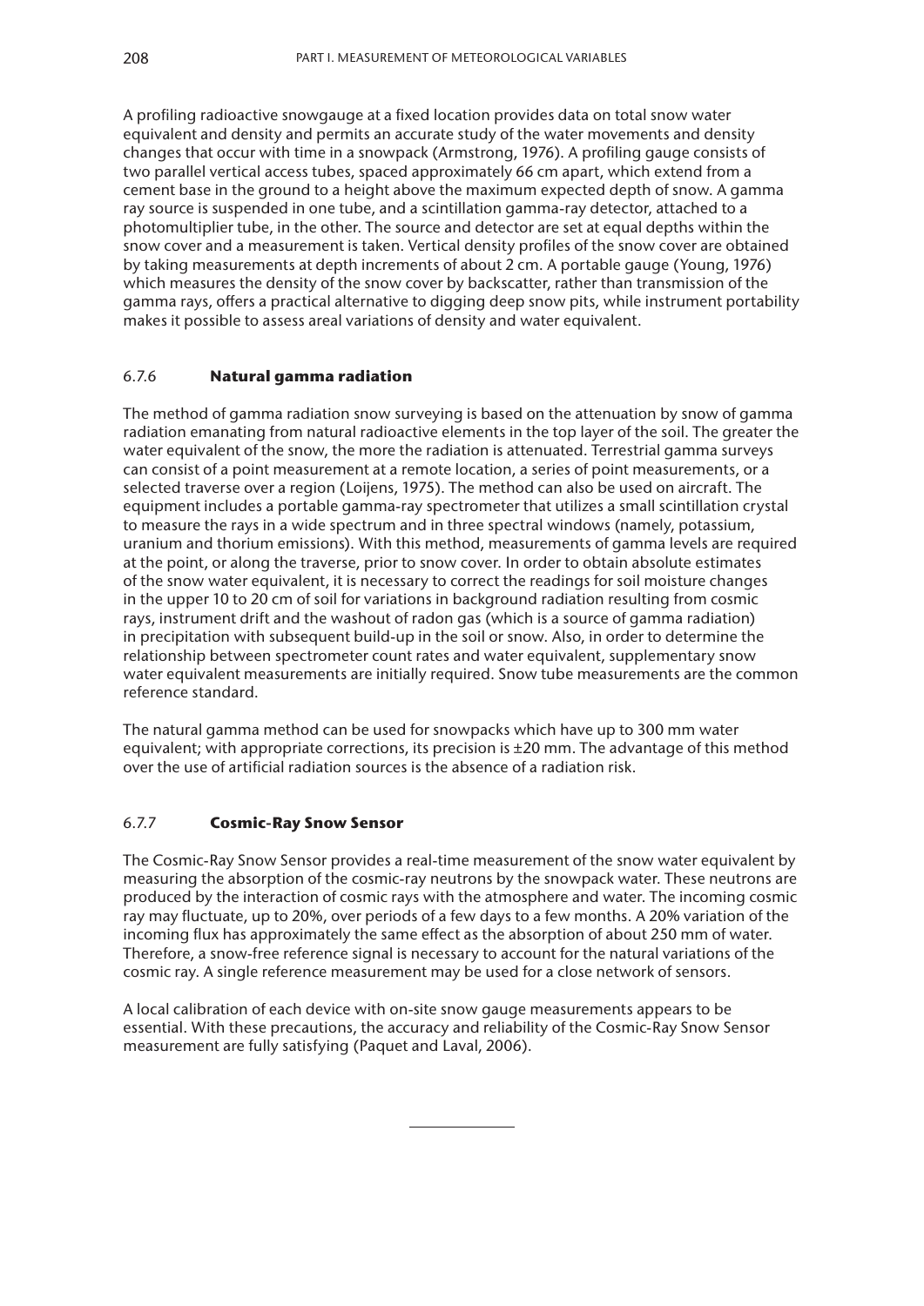A profiling radioactive snowgauge at a fixed location provides data on total snow water equivalent and density and permits an accurate study of the water movements and density changes that occur with time in a snowpack (Armstrong, 1976). A profiling gauge consists of two parallel vertical access tubes, spaced approximately 66 cm apart, which extend from a cement base in the ground to a height above the maximum expected depth of snow. A gamma ray source is suspended in one tube, and a scintillation gamma-ray detector, attached to a photomultiplier tube, in the other. The source and detector are set at equal depths within the snow cover and a measurement is taken. Vertical density profiles of the snow cover are obtained by taking measurements at depth increments of about 2 cm. A portable gauge (Young, 1976) which measures the density of the snow cover by backscatter, rather than transmission of the gamma rays, offers a practical alternative to digging deep snow pits, while instrument portability makes it possible to assess areal variations of density and water equivalent.

### 6.7.6 **Natural gamma radiation**

The method of gamma radiation snow surveying is based on the attenuation by snow of gamma radiation emanating from natural radioactive elements in the top layer of the soil. The greater the water equivalent of the snow, the more the radiation is attenuated. Terrestrial gamma surveys can consist of a point measurement at a remote location, a series of point measurements, or a selected traverse over a region (Loijens, 1975). The method can also be used on aircraft. The equipment includes a portable gamma-ray spectrometer that utilizes a small scintillation crystal to measure the rays in a wide spectrum and in three spectral windows (namely, potassium, uranium and thorium emissions). With this method, measurements of gamma levels are required at the point, or along the traverse, prior to snow cover. In order to obtain absolute estimates of the snow water equivalent, it is necessary to correct the readings for soil moisture changes in the upper 10 to 20 cm of soil for variations in background radiation resulting from cosmic rays, instrument drift and the washout of radon gas (which is a source of gamma radiation) in precipitation with subsequent build-up in the soil or snow. Also, in order to determine the relationship between spectrometer count rates and water equivalent, supplementary snow water equivalent measurements are initially required. Snow tube measurements are the common reference standard.

The natural gamma method can be used for snowpacks which have up to 300 mm water equivalent; with appropriate corrections, its precision is ±20 mm. The advantage of this method over the use of artificial radiation sources is the absence of a radiation risk.

### 6.7.7 **Cosmic-Ray Snow Sensor**

The Cosmic-Ray Snow Sensor provides a real-time measurement of the snow water equivalent by measuring the absorption of the cosmic-ray neutrons by the snowpack water. These neutrons are produced by the interaction of cosmic rays with the atmosphere and water. The incoming cosmic ray may fluctuate, up to 20%, over periods of a few days to a few months. A 20% variation of the incoming flux has approximately the same effect as the absorption of about 250 mm of water. Therefore, a snow-free reference signal is necessary to account for the natural variations of the cosmic ray. A single reference measurement may be used for a close network of sensors.

A local calibration of each device with on-site snow gauge measurements appears to be essential. With these precautions, the accuracy and reliability of the Cosmic-Ray Snow Sensor measurement are fully satisfying (Paquet and Laval, 2006).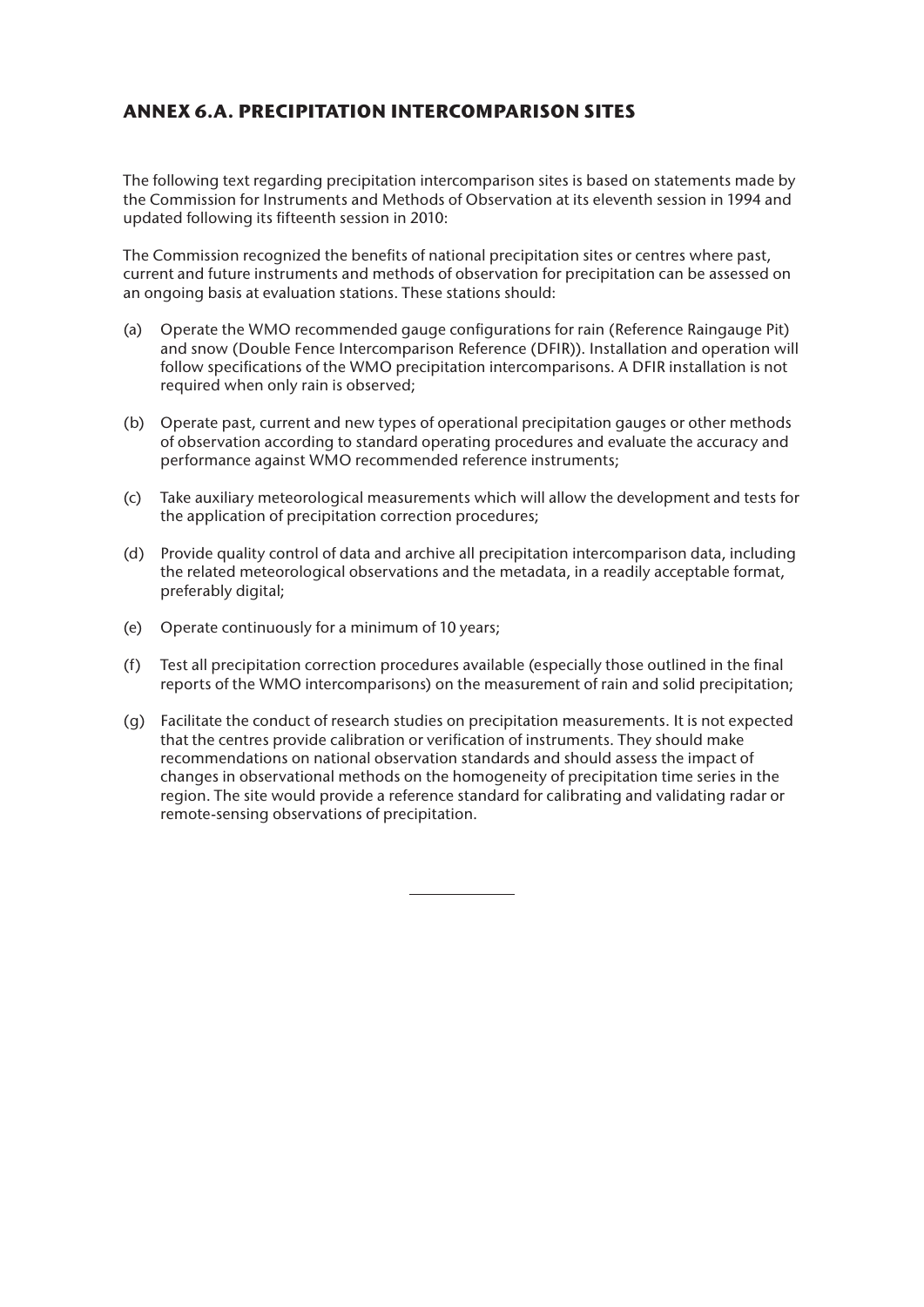## ANNEX 6.A. PRECIPITATION INTERCOMPARISON SITES

The following text regarding precipitation intercomparison sites is based on statements made by the Commission for Instruments and Methods of Observation at its eleventh session in 1994 and updated following its fifteenth session in 2010:

The Commission recognized the benefits of national precipitation sites or centres where past, current and future instruments and methods of observation for precipitation can be assessed on an ongoing basis at evaluation stations. These stations should:

(a) Operate the WMO recommended gauge configurations for rain (Reference Raingauge Pit) and snow (Double Fence Intercomparison Reference (DFIR)). Installation and operation will follow specifications of the WMO precipitation intercomparisons. A DFIR installation is not required when only rain is observed;

(b) Operate past, current and new types of operational precipitation gauges or other methods of observation according to standard operating procedures and evaluate the accuracy and performance against WMO recommended reference instruments;

(c) Take auxiliary meteorological measurements which will allow the development and tests for the application of precipitation correction procedures;

(d) Provide quality control of data and archive all precipitation intercomparison data, including the related meteorological observations and the metadata, in a readily acceptable format, preferably digital;

(e) Operate continuously for a minimum of 10 years;

(f) Test all precipitation correction procedures available (especially those outlined in the final reports of the WMO intercomparisons) on the measurement of rain and solid precipitation;

(g) Facilitate the conduct of research studies on precipitation measurements. It is not expected that the centres provide calibration or verification of instruments. They should make recommendations on national observation standards and should assess the impact of changes in observational methods on the homogeneity of precipitation time series in the region. The site would provide a reference standard for calibrating and validating radar or remote-sensing observations of precipitation.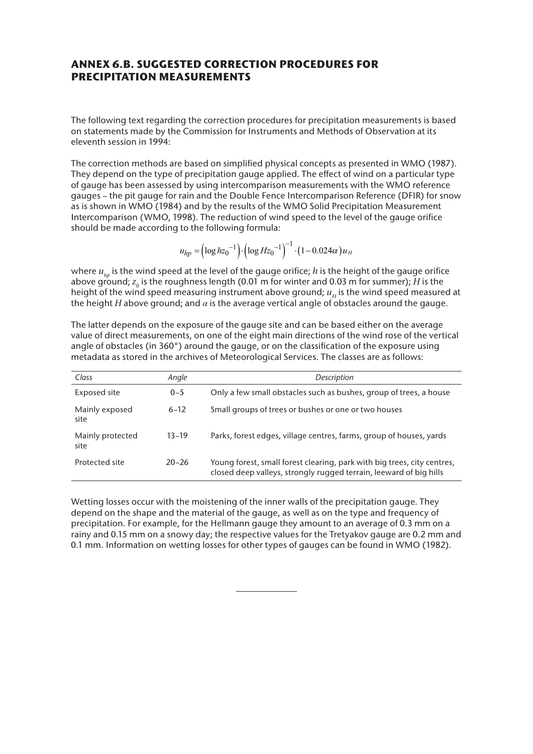## ANNEX 6.B. SUGGESTED CORRECTION PROCEDURES FOR PRECIPITATION MEASUREMENTS

The following text regarding the correction procedures for precipitation measurements is based on statements made by the Commission for Instruments and Methods of Observation at its eleventh session in 1994:

The correction methods are based on simplified physical concepts as presented in WMO (1987). They depend on the type of precipitation gauge applied. The effect of wind on a particular type of gauge has been assessed by using intercomparison measurements with the WMO reference gauges – the pit gauge for rain and the Double Fence Intercomparison Reference (DFIR) for snow as is shown in WMO (1984) and by the results of the WMO Solid Precipitation Measurement Intercomparison (WMO, 1998). The reduction of wind speed to the level of the gauge orifice should be made according to the following formula:

$$u_{hp} = \left(\log hz_0^{-1}\right) \cdot \left(\log Hz_0^{-1}\right)^{-1} \cdot \left(1 - 0.024\alpha\right) u_H$$

where $u_{hp}$ is the wind speed at the level of the gauge orifice; $h$ is the height of the gauge orifice above ground; $z_0$ is the roughness length (0.01 m for winter and 0.03 m for summer); $H$ is the height of the wind speed measuring instrument above ground; $u_H$ is the wind speed measured at the height $H$ above ground; and $\alpha$ is the average vertical angle of obstacles around the gauge.

The latter depends on the exposure of the gauge site and can be based either on the average value of direct measurements, on one of the eight main directions of the wind rose of the vertical angle of obstacles (in 360°) around the gauge, or on the classification of the exposure using metadata as stored in the archives of Meteorological Services. The classes are as follows:

| *Class* | *Angle* | *Description* |
|---|---|---|
| Exposed site | 0–5 | Only a few small obstacles such as bushes, group of trees, a house |
| Mainly exposed site | 6–12 | Small groups of trees or bushes or one or two houses |
| Mainly protected site | 13–19 | Parks, forest edges, village centres, farms, group of houses, yards |
| Protected site | 20–26 | Young forest, small forest clearing, park with big trees, city centres, closed deep valleys, strongly rugged terrain, leeward of big hills |

Wetting losses occur with the moistening of the inner walls of the precipitation gauge. They depend on the shape and the material of the gauge, as well as on the type and frequency of precipitation. For example, for the Hellmann gauge they amount to an average of 0.3 mm on a rainy and 0.15 mm on a snowy day; the respective values for the Tretyakov gauge are 0.2 mm and 0.1 mm. Information on wetting losses for other types of gauges can be found in WMO (1982).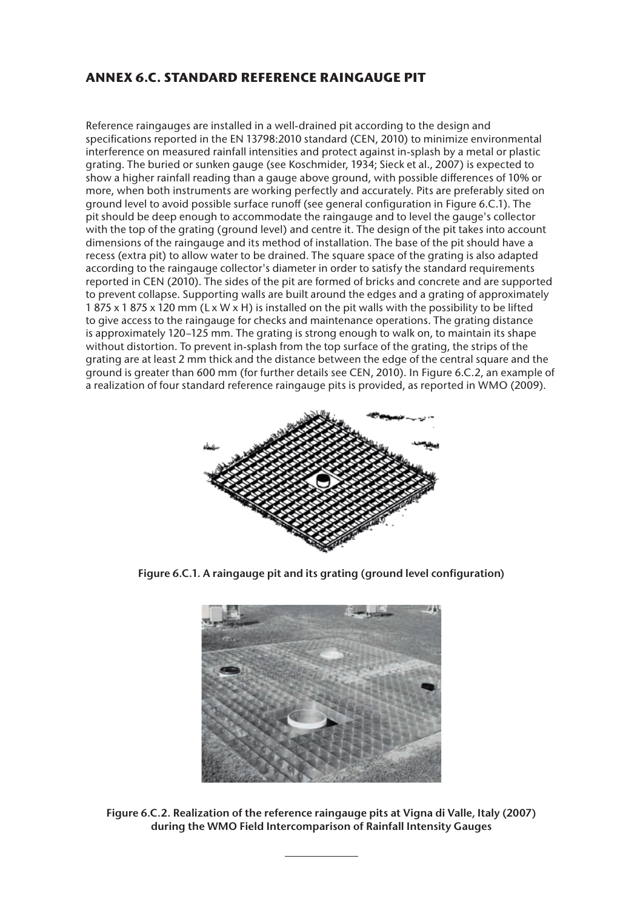## ANNEX 6.C. STANDARD REFERENCE RAINGAUGE PIT

Reference raingauges are installed in a well-drained pit according to the design and specifications reported in the EN 13798:2010 standard (CEN, 2010) to minimize environmental interference on measured rainfall intensities and protect against in-splash by a metal or plastic grating. The buried or sunken gauge (see Koschmider, 1934; Sieck et al., 2007) is expected to show a higher rainfall reading than a gauge above ground, with possible differences of 10% or more, when both instruments are working perfectly and accurately. Pits are preferably sited on ground level to avoid possible surface runoff (see general configuration in Figure 6.C.1). The pit should be deep enough to accommodate the raingauge and to level the gauge's collector with the top of the grating (ground level) and centre it. The design of the pit takes into account dimensions of the raingauge and its method of installation. The base of the pit should have a recess (extra pit) to allow water to be drained. The square space of the grating is also adapted according to the raingauge collector's diameter in order to satisfy the standard requirements reported in CEN (2010). The sides of the pit are formed of bricks and concrete and are supported to prevent collapse. Supporting walls are built around the edges and a grating of approximately 1 875 x 1 875 x 120 mm (L x W x H) is installed on the pit walls with the possibility to be lifted to give access to the raingauge for checks and maintenance operations. The grating distance is approximately 120–125 mm. The grating is strong enough to walk on, to maintain its shape without distortion. To prevent in-splash from the top surface of the grating, the strips of the grating are at least 2 mm thick and the distance between the edge of the central square and the ground is greater than 600 mm (for further details see CEN, 2010). In Figure 6.C.2, an example of a realization of four standard reference raingauge pits is provided, as reported in WMO (2009).

**Figure 6.C.1. A raingauge pit and its grating (ground level configuration)**

**Figure 6.C.2. Realization of the reference raingauge pits at Vigna di Valle, Italy (2007) during the WMO Field Intercomparison of Rainfall Intensity Gauges**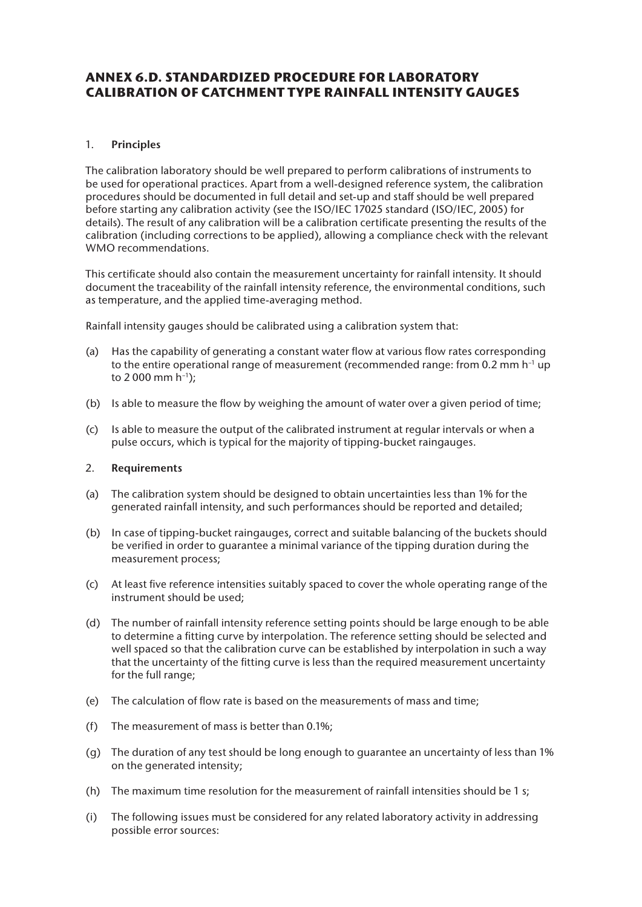# ANNEX 6.D. STANDARDIZED PROCEDURE FOR LABORATORY CALIBRATION OF CATCHMENT TYPE RAINFALL INTENSITY GAUGES

1. **Principles**

The calibration laboratory should be well prepared to perform calibrations of instruments to be used for operational practices. Apart from a well-designed reference system, the calibration procedures should be documented in full detail and set-up and staff should be well prepared before starting any calibration activity (see the ISO/IEC 17025 standard (ISO/IEC, 2005) for details). The result of any calibration will be a calibration certificate presenting the results of the calibration (including corrections to be applied), allowing a compliance check with the relevant WMO recommendations.

This certificate should also contain the measurement uncertainty for rainfall intensity. It should document the traceability of the rainfall intensity reference, the environmental conditions, such as temperature, and the applied time-averaging method.

Rainfall intensity gauges should be calibrated using a calibration system that:

(a) Has the capability of generating a constant water flow at various flow rates corresponding to the entire operational range of measurement (recommended range: from 0.2 mm $h^{-1}$ up to 2 000 mm $h^{-1}$);

(b) Is able to measure the flow by weighing the amount of water over a given period of time;

(c) Is able to measure the output of the calibrated instrument at regular intervals or when a pulse occurs, which is typical for the majority of tipping-bucket raingauges.

2. **Requirements**

(a) The calibration system should be designed to obtain uncertainties less than 1% for the generated rainfall intensity, and such performances should be reported and detailed;

(b) In case of tipping-bucket raingauges, correct and suitable balancing of the buckets should be verified in order to guarantee a minimal variance of the tipping duration during the measurement process;

(c) At least five reference intensities suitably spaced to cover the whole operating range of the instrument should be used;

(d) The number of rainfall intensity reference setting points should be large enough to be able to determine a fitting curve by interpolation. The reference setting should be selected and well spaced so that the calibration curve can be established by interpolation in such a way that the uncertainty of the fitting curve is less than the required measurement uncertainty for the full range;

(e) The calculation of flow rate is based on the measurements of mass and time;

(f) The measurement of mass is better than 0.1%;

(g) The duration of any test should be long enough to guarantee an uncertainty of less than 1% on the generated intensity;

(h) The maximum time resolution for the measurement of rainfall intensities should be 1 s;

(i) The following issues must be considered for any related laboratory activity in addressing possible error sources: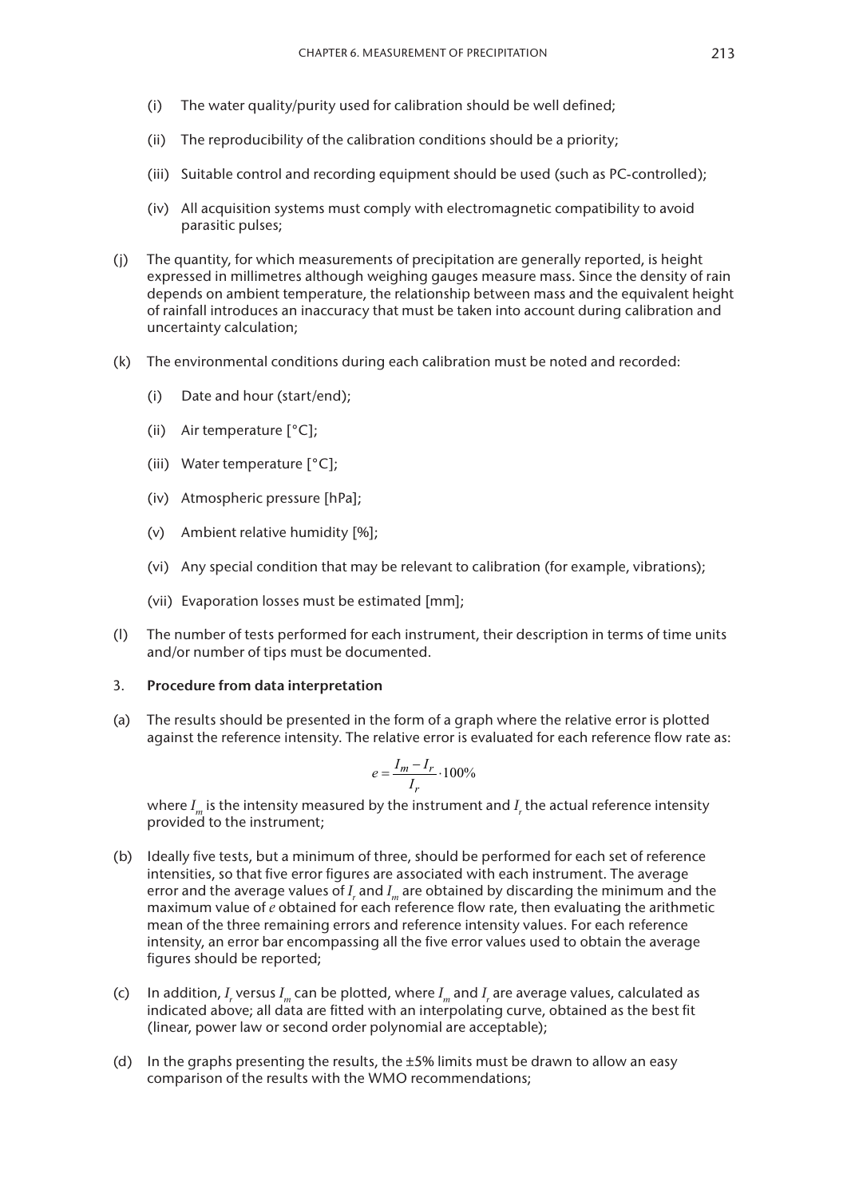(i) The water quality/purity used for calibration should be well defined;

(ii) The reproducibility of the calibration conditions should be a priority;

(iii) Suitable control and recording equipment should be used (such as PC-controlled);

(iv) All acquisition systems must comply with electromagnetic compatibility to avoid parasitic pulses;

(j) The quantity, for which measurements of precipitation are generally reported, is height expressed in millimetres although weighing gauges measure mass. Since the density of rain depends on ambient temperature, the relationship between mass and the equivalent height of rainfall introduces an inaccuracy that must be taken into account during calibration and uncertainty calculation;

(k) The environmental conditions during each calibration must be noted and recorded:

(i) Date and hour (start/end);

(ii) Air temperature [°C];

(iii) Water temperature [°C];

(iv) Atmospheric pressure [hPa];

(v) Ambient relative humidity [%];

(vi) Any special condition that may be relevant to calibration (for example, vibrations);

(vii) Evaporation losses must be estimated [mm];

(l) The number of tests performed for each instrument, their description in terms of time units and/or number of tips must be documented.

3. **Procedure from data interpretation**

(a) The results should be presented in the form of a graph where the relative error is plotted against the reference intensity. The relative error is evaluated for each reference flow rate as:

$$e = \frac{I_m - I_r}{I_r} \cdot 100\%$$

where $I_m$ is the intensity measured by the instrument and $I_r$ the actual reference intensity provided to the instrument;

(b) Ideally five tests, but a minimum of three, should be performed for each set of reference intensities, so that five error figures are associated with each instrument. The average error and the average values of $I_r$ and $I_m$ are obtained by discarding the minimum and the maximum value of $e$ obtained for each reference flow rate, then evaluating the arithmetic mean of the three remaining errors and reference intensity values. For each reference intensity, an error bar encompassing all the five error values used to obtain the average figures should be reported;

(c) In addition, $I_r$ versus $I_m$ can be plotted, where $I_m$ and $I_r$ are average values, calculated as indicated above; all data are fitted with an interpolating curve, obtained as the best fit (linear, power law or second order polynomial are acceptable);

(d) In the graphs presenting the results, the ±5% limits must be drawn to allow an easy comparison of the results with the WMO recommendations;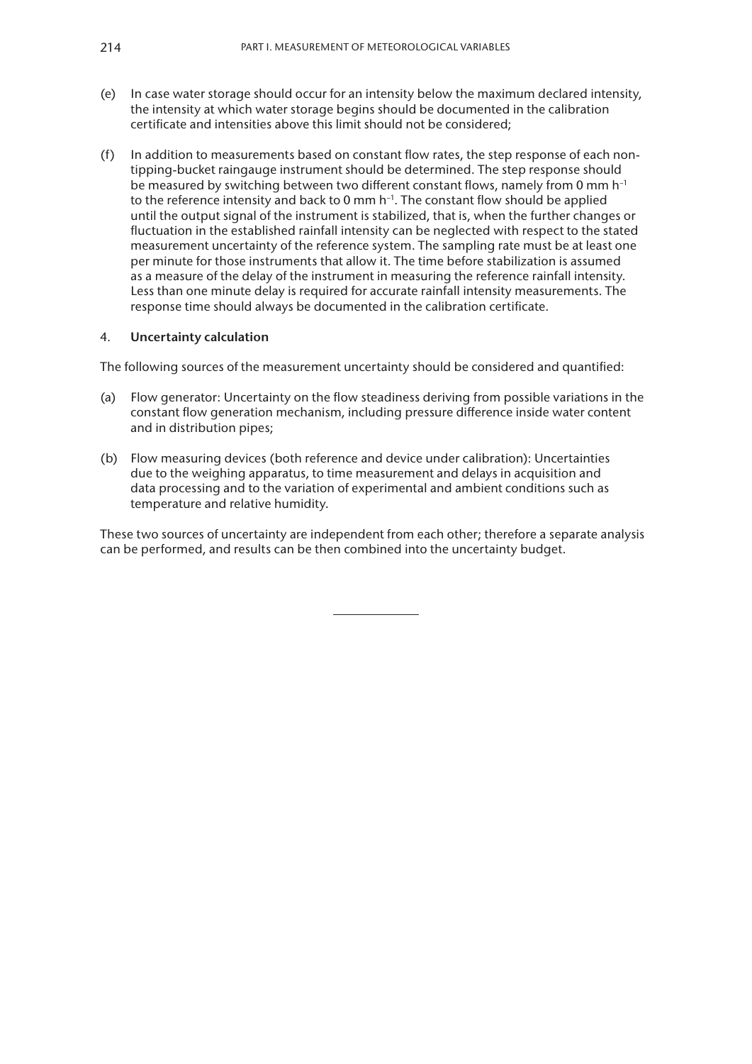(e) In case water storage should occur for an intensity below the maximum declared intensity, the intensity at which water storage begins should be documented in the calibration certificate and intensities above this limit should not be considered;

(f) In addition to measurements based on constant flow rates, the step response of each non-tipping-bucket raingauge instrument should be determined. The step response should be measured by switching between two different constant flows, namely from 0 mm $h^{-1}$ to the reference intensity and back to 0 mm $h^{-1}$. The constant flow should be applied until the output signal of the instrument is stabilized, that is, when the further changes or fluctuation in the established rainfall intensity can be neglected with respect to the stated measurement uncertainty of the reference system. The sampling rate must be at least one per minute for those instruments that allow it. The time before stabilization is assumed as a measure of the delay of the instrument in measuring the reference rainfall intensity. Less than one minute delay is required for accurate rainfall intensity measurements. The response time should always be documented in the calibration certificate.

## 4. **Uncertainty calculation**

The following sources of the measurement uncertainty should be considered and quantified:

(a) Flow generator: Uncertainty on the flow steadiness deriving from possible variations in the constant flow generation mechanism, including pressure difference inside water content and in distribution pipes;

(b) Flow measuring devices (both reference and device under calibration): Uncertainties due to the weighing apparatus, to time measurement and delays in acquisition and data processing and to the variation of experimental and ambient conditions such as temperature and relative humidity.

These two sources of uncertainty are independent from each other; therefore a separate analysis can be performed, and results can be then combined into the uncertainty budget.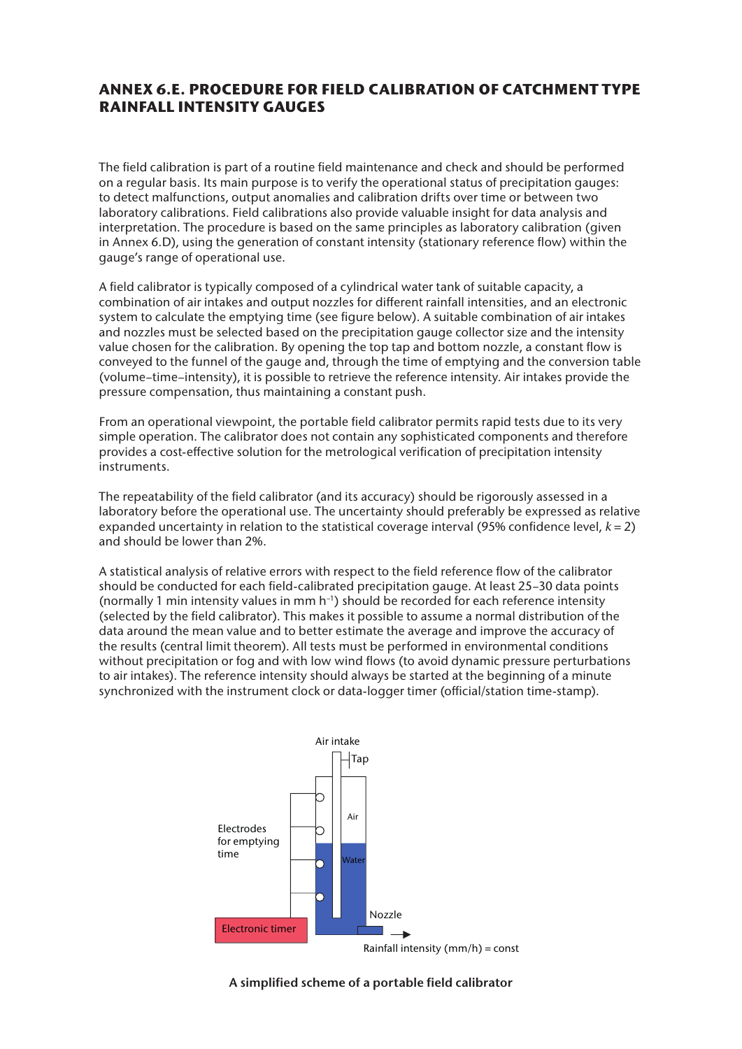## ANNEX 6.E. PROCEDURE FOR FIELD CALIBRATION OF CATCHMENT TYPE RAINFALL INTENSITY GAUGES

The field calibration is part of a routine field maintenance and check and should be performed on a regular basis. Its main purpose is to verify the operational status of precipitation gauges: to detect malfunctions, output anomalies and calibration drifts over time or between two laboratory calibrations. Field calibrations also provide valuable insight for data analysis and interpretation. The procedure is based on the same principles as laboratory calibration (given in Annex 6.D), using the generation of constant intensity (stationary reference flow) within the gauge's range of operational use.

A field calibrator is typically composed of a cylindrical water tank of suitable capacity, a combination of air intakes and output nozzles for different rainfall intensities, and an electronic system to calculate the emptying time (see figure below). A suitable combination of air intakes and nozzles must be selected based on the precipitation gauge collector size and the intensity value chosen for the calibration. By opening the top tap and bottom nozzle, a constant flow is conveyed to the funnel of the gauge and, through the time of emptying and the conversion table (volume–time–intensity), it is possible to retrieve the reference intensity. Air intakes provide the pressure compensation, thus maintaining a constant push.

From an operational viewpoint, the portable field calibrator permits rapid tests due to its very simple operation. The calibrator does not contain any sophisticated components and therefore provides a cost-effective solution for the metrological verification of precipitation intensity instruments.

The repeatability of the field calibrator (and its accuracy) should be rigorously assessed in a laboratory before the operational use. The uncertainty should preferably be expressed as relative expanded uncertainty in relation to the statistical coverage interval (95% confidence level, $k = 2$) and should be lower than 2%.

A statistical analysis of relative errors with respect to the field reference flow of the calibrator should be conducted for each field-calibrated precipitation gauge. At least 25–30 data points (normally 1 min intensity values in mm h$^{-1}$) should be recorded for each reference intensity (selected by the field calibrator). This makes it possible to assume a normal distribution of the data around the mean value and to better estimate the average and improve the accuracy of the results (central limit theorem). All tests must be performed in environmental conditions without precipitation or fog and with low wind flows (to avoid dynamic pressure perturbations to air intakes). The reference intensity should always be started at the beginning of a minute synchronized with the instrument clock or data-logger timer (official/station time-stamp).

Air intake | Tap | Air | Water | Electrodes for emptying time | Electronic timer | Nozzle | Rainfall intensity (mm/h) = const

**A simplified scheme of a portable field calibrator**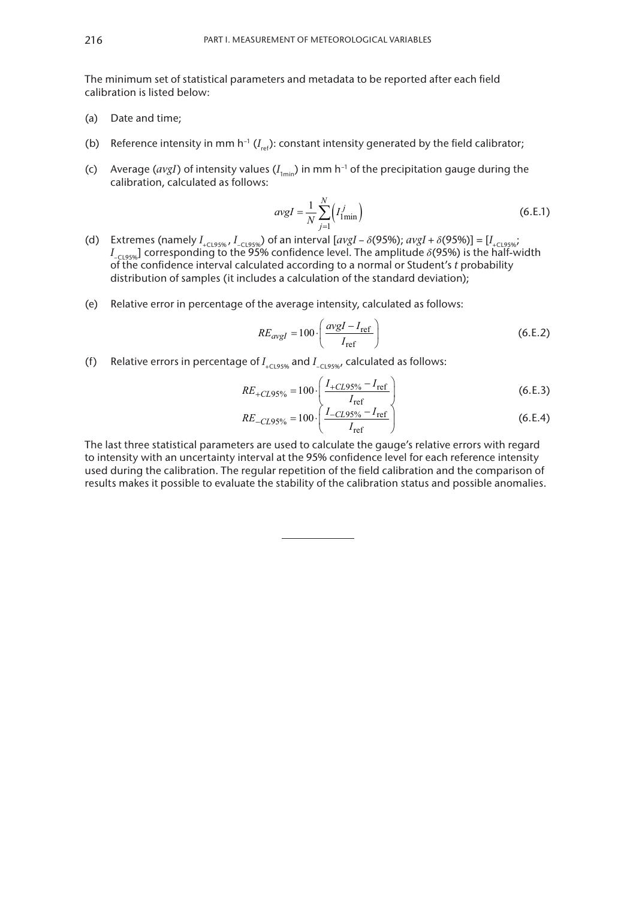The minimum set of statistical parameters and metadata to be reported after each field calibration is listed below:

(a) Date and time;

(b) Reference intensity in mm h$^{-1}$ ($I_{ref}$): constant intensity generated by the field calibrator;

(c) Average ($avgI$) of intensity values ($I_{1min}$) in mm h$^{-1}$ of the precipitation gauge during the calibration, calculated as follows:

$$avgI = \frac{1}{N}\sum_{j=1}^{N}\left(I_{1\min}^{j}\right) \tag{6.E.1}$$

(d) Extremes (namely $I_{+CL95\%}$, $I_{-CL95\%}$) of an interval [$avgI - \delta(95\%)$; $avgI + \delta(95\%)$] = [$I_{+CL95\%}$; $I_{-CL95\%}$] corresponding to the 95% confidence level. The amplitude $\delta(95\%)$ is the half-width of the confidence interval calculated according to a normal or Student's $t$ probability distribution of samples (it includes a calculation of the standard deviation);

(e) Relative error in percentage of the average intensity, calculated as follows:

$$RE_{avgI} = 100 \cdot \left(\frac{avgI - I_{\text{ref}}}{I_{\text{ref}}}\right) \tag{6.E.2}$$

(f) Relative errors in percentage of $I_{+CL95\%}$ and $I_{-CL95\%}$, calculated as follows:

$$RE_{+CL95\%} = 100 \cdot \left(\frac{I_{+CL95\%} - I_{\text{ref}}}{I_{\text{ref}}}\right) \tag{6.E.3}$$

$$RE_{-CL95\%} = 100 \cdot \left(\frac{I_{-CL95\%} - I_{\text{ref}}}{I_{\text{ref}}}\right) \tag{6.E.4}$$

The last three statistical parameters are used to calculate the gauge's relative errors with regard to intensity with an uncertainty interval at the 95% confidence level for each reference intensity used during the calibration. The regular repetition of the field calibration and the comparison of results makes it possible to evaluate the stability of the calibration status and possible anomalies.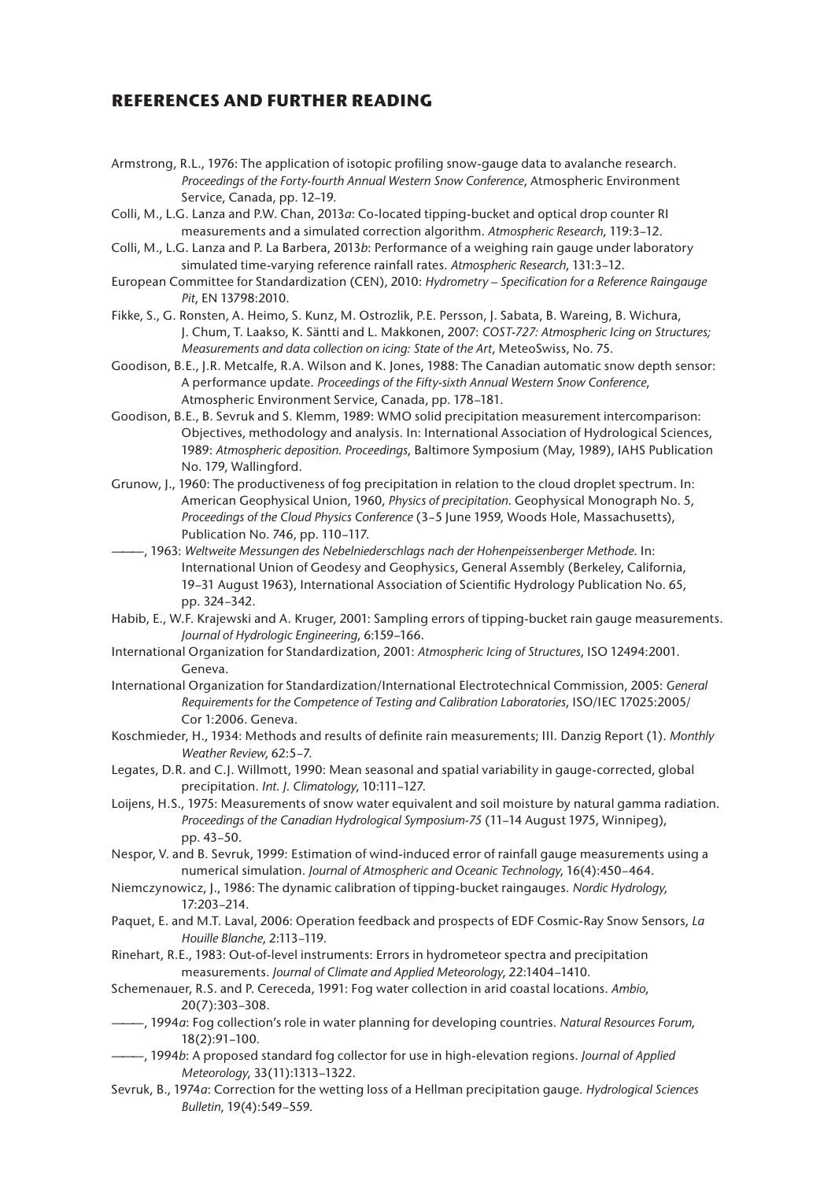## REFERENCES AND FURTHER READING

Armstrong, R.L., 1976: The application of isotopic profiling snow-gauge data to avalanche research. *Proceedings of the Forty-fourth Annual Western Snow Conference*, Atmospheric Environment Service, Canada, pp. 12–19.

Colli, M., L.G. Lanza and P.W. Chan, 2013*a*: Co-located tipping-bucket and optical drop counter RI measurements and a simulated correction algorithm. *Atmospheric Research*, 119:3–12.

Colli, M., L.G. Lanza and P. La Barbera, 2013*b*: Performance of a weighing rain gauge under laboratory simulated time-varying reference rainfall rates. *Atmospheric Research*, 131:3–12.

European Committee for Standardization (CEN), 2010: *Hydrometry – Specification for a Reference Raingauge Pit*, EN 13798:2010.

Fikke, S., G. Ronsten, A. Heimo, S. Kunz, M. Ostrozlik, P.E. Persson, J. Sabata, B. Wareing, B. Wichura, J. Chum, T. Laakso, K. Säntti and L. Makkonen, 2007: *COST-727: Atmospheric Icing on Structures; Measurements and data collection on icing: State of the Art*, MeteoSwiss, No. 75.

Goodison, B.E., J.R. Metcalfe, R.A. Wilson and K. Jones, 1988: The Canadian automatic snow depth sensor: A performance update. *Proceedings of the Fifty-sixth Annual Western Snow Conference*, Atmospheric Environment Service, Canada, pp. 178–181.

Goodison, B.E., B. Sevruk and S. Klemm, 1989: WMO solid precipitation measurement intercomparison: Objectives, methodology and analysis. In: International Association of Hydrological Sciences, 1989: *Atmospheric deposition. Proceedings*, Baltimore Symposium (May, 1989), IAHS Publication No. 179, Wallingford.

Grunow, J., 1960: The productiveness of fog precipitation in relation to the cloud droplet spectrum. In: American Geophysical Union, 1960, *Physics of precipitation*. Geophysical Monograph No. 5, *Proceedings of the Cloud Physics Conference* (3–5 June 1959, Woods Hole, Massachusetts), Publication No. 746, pp. 110–117.

———, 1963: *Weltweite Messungen des Nebelniederschlags nach der Hohenpeissenberger Methode*. In: International Union of Geodesy and Geophysics, General Assembly (Berkeley, California, 19–31 August 1963), International Association of Scientific Hydrology Publication No. 65, pp. 324–342.

Habib, E., W.F. Krajewski and A. Kruger, 2001: Sampling errors of tipping-bucket rain gauge measurements. *Journal of Hydrologic Engineering*, 6:159–166.

International Organization for Standardization, 2001: *Atmospheric Icing of Structures*, ISO 12494:2001. Geneva.

International Organization for Standardization/International Electrotechnical Commission, 2005: *General Requirements for the Competence of Testing and Calibration Laboratories*, ISO/IEC 17025:2005/ Cor 1:2006. Geneva.

Koschmieder, H., 1934: Methods and results of definite rain measurements; III. Danzig Report (1). *Monthly Weather Review*, 62:5–7.

Legates, D.R. and C.J. Willmott, 1990: Mean seasonal and spatial variability in gauge-corrected, global precipitation. *Int. J. Climatology*, 10:111–127.

Loijens, H.S., 1975: Measurements of snow water equivalent and soil moisture by natural gamma radiation. *Proceedings of the Canadian Hydrological Symposium-75* (11–14 August 1975, Winnipeg), pp. 43–50.

Nespor, V. and B. Sevruk, 1999: Estimation of wind-induced error of rainfall gauge measurements using a numerical simulation. *Journal of Atmospheric and Oceanic Technology*, 16(4):450–464.

Niemczynowicz, J., 1986: The dynamic calibration of tipping-bucket raingauges. *Nordic Hydrology*, 17:203–214.

Paquet, E. and M.T. Laval, 2006: Operation feedback and prospects of EDF Cosmic-Ray Snow Sensors, *La Houille Blanche*, 2:113–119.

Rinehart, R.E., 1983: Out-of-level instruments: Errors in hydrometeor spectra and precipitation measurements. *Journal of Climate and Applied Meteorology*, 22:1404–1410.

Schemenauer, R.S. and P. Cereceda, 1991: Fog water collection in arid coastal locations. *Ambio*, 20(7):303–308.

———, 1994*a*: Fog collection's role in water planning for developing countries. *Natural Resources Forum*, 18(2):91–100.

———, 1994*b*: A proposed standard fog collector for use in high-elevation regions. *Journal of Applied Meteorology*, 33(11):1313–1322.

Sevruk, B., 1974*a*: Correction for the wetting loss of a Hellman precipitation gauge. *Hydrological Sciences Bulletin*, 19(4):549–559.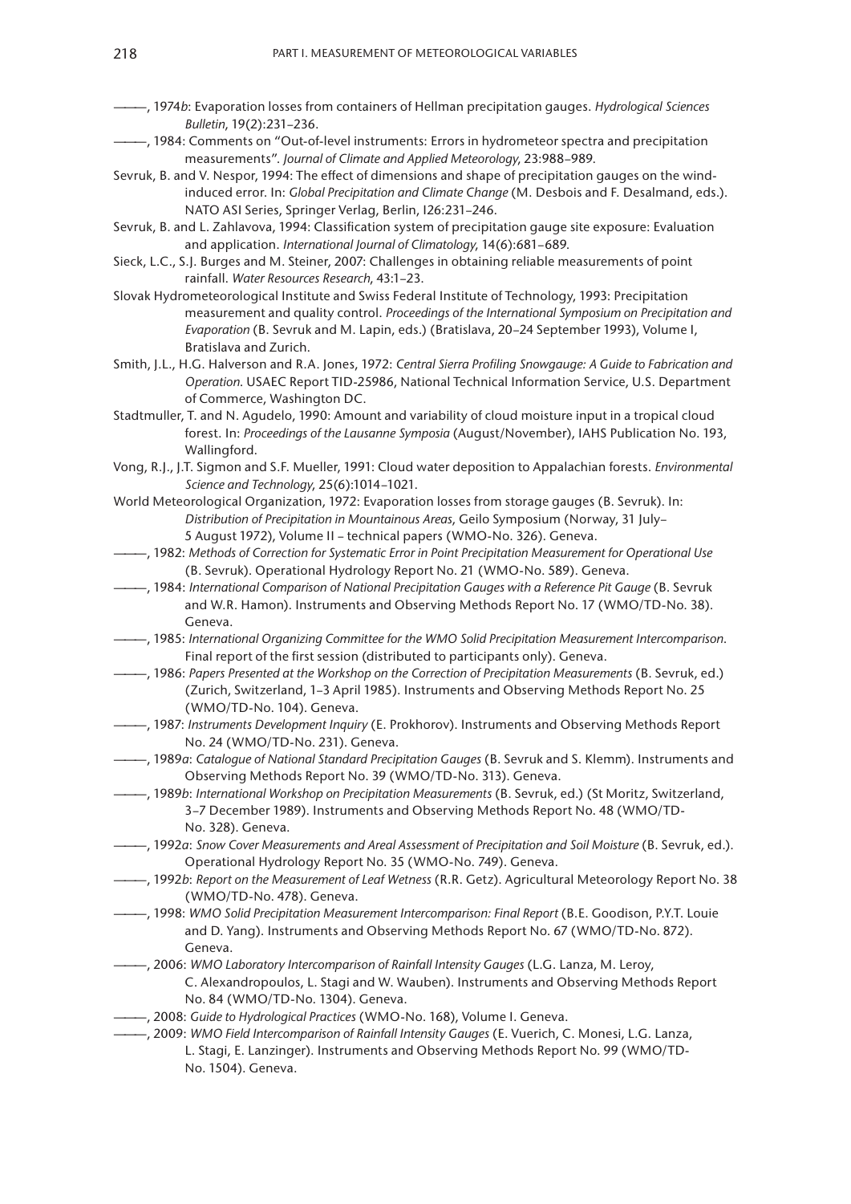———, 1974*b*: Evaporation losses from containers of Hellman precipitation gauges. *Hydrological Sciences Bulletin*, 19(2):231–236.

———, 1984: Comments on "Out-of-level instruments: Errors in hydrometeor spectra and precipitation measurements". *Journal of Climate and Applied Meteorology*, 23:988–989.

Sevruk, B. and V. Nespor, 1994: The effect of dimensions and shape of precipitation gauges on the wind-induced error. In: *Global Precipitation and Climate Change* (M. Desbois and F. Desalmand, eds.). NATO ASI Series, Springer Verlag, Berlin, I26:231–246.

Sevruk, B. and L. Zahlavova, 1994: Classification system of precipitation gauge site exposure: Evaluation and application. *International Journal of Climatology*, 14(6):681–689.

Sieck, L.C., S.J. Burges and M. Steiner, 2007: Challenges in obtaining reliable measurements of point rainfall. *Water Resources Research*, 43:1–23.

Slovak Hydrometeorological Institute and Swiss Federal Institute of Technology, 1993: Precipitation measurement and quality control. *Proceedings of the International Symposium on Precipitation and Evaporation* (B. Sevruk and M. Lapin, eds.) (Bratislava, 20–24 September 1993), Volume I, Bratislava and Zurich.

Smith, J.L., H.G. Halverson and R.A. Jones, 1972: *Central Sierra Profiling Snowgauge: A Guide to Fabrication and Operation.* USAEC Report TID-25986, National Technical Information Service, U.S. Department of Commerce, Washington DC.

Stadtmuller, T. and N. Agudelo, 1990: Amount and variability of cloud moisture input in a tropical cloud forest. In: *Proceedings of the Lausanne Symposia* (August/November), IAHS Publication No. 193, Wallingford.

Vong, R.J., J.T. Sigmon and S.F. Mueller, 1991: Cloud water deposition to Appalachian forests. *Environmental Science and Technology*, 25(6):1014–1021.

World Meteorological Organization, 1972: Evaporation losses from storage gauges (B. Sevruk). In: *Distribution of Precipitation in Mountainous Areas*, Geilo Symposium (Norway, 31 July–5 August 1972), Volume II – technical papers (WMO-No. 326). Geneva.

———, 1982: *Methods of Correction for Systematic Error in Point Precipitation Measurement for Operational Use* (B. Sevruk). Operational Hydrology Report No. 21 (WMO-No. 589). Geneva.

———, 1984: *International Comparison of National Precipitation Gauges with a Reference Pit Gauge* (B. Sevruk and W.R. Hamon). Instruments and Observing Methods Report No. 17 (WMO/TD-No. 38). Geneva.

———, 1985: *International Organizing Committee for the WMO Solid Precipitation Measurement Intercomparison*. Final report of the first session (distributed to participants only). Geneva.

———, 1986: *Papers Presented at the Workshop on the Correction of Precipitation Measurements* (B. Sevruk, ed.) (Zurich, Switzerland, 1–3 April 1985). Instruments and Observing Methods Report No. 25 (WMO/TD-No. 104). Geneva.

———, 1987: *Instruments Development Inquiry* (E. Prokhorov). Instruments and Observing Methods Report No. 24 (WMO/TD-No. 231). Geneva.

———, 1989*a*: *Catalogue of National Standard Precipitation Gauges* (B. Sevruk and S. Klemm). Instruments and Observing Methods Report No. 39 (WMO/TD-No. 313). Geneva.

———, 1989*b*: *International Workshop on Precipitation Measurements* (B. Sevruk, ed.) (St Moritz, Switzerland, 3–7 December 1989). Instruments and Observing Methods Report No. 48 (WMO/TD-No. 328). Geneva.

———, 1992*a*: *Snow Cover Measurements and Areal Assessment of Precipitation and Soil Moisture* (B. Sevruk, ed.). Operational Hydrology Report No. 35 (WMO-No. 749). Geneva.

———, 1992*b*: *Report on the Measurement of Leaf Wetness* (R.R. Getz). Agricultural Meteorology Report No. 38 (WMO/TD-No. 478). Geneva.

———, 1998: *WMO Solid Precipitation Measurement Intercomparison: Final Report* (B.E. Goodison, P.Y.T. Louie and D. Yang). Instruments and Observing Methods Report No. 67 (WMO/TD-No. 872). Geneva.

———, 2006: *WMO Laboratory Intercomparison of Rainfall Intensity Gauges* (L.G. Lanza, M. Leroy, C. Alexandropoulos, L. Stagi and W. Wauben). Instruments and Observing Methods Report No. 84 (WMO/TD-No. 1304). Geneva.

———, 2008: *Guide to Hydrological Practices* (WMO-No. 168), Volume I. Geneva.

———, 2009: *WMO Field Intercomparison of Rainfall Intensity Gauges* (E. Vuerich, C. Monesi, L.G. Lanza, L. Stagi, E. Lanzinger). Instruments and Observing Methods Report No. 99 (WMO/TD-No. 1504). Geneva.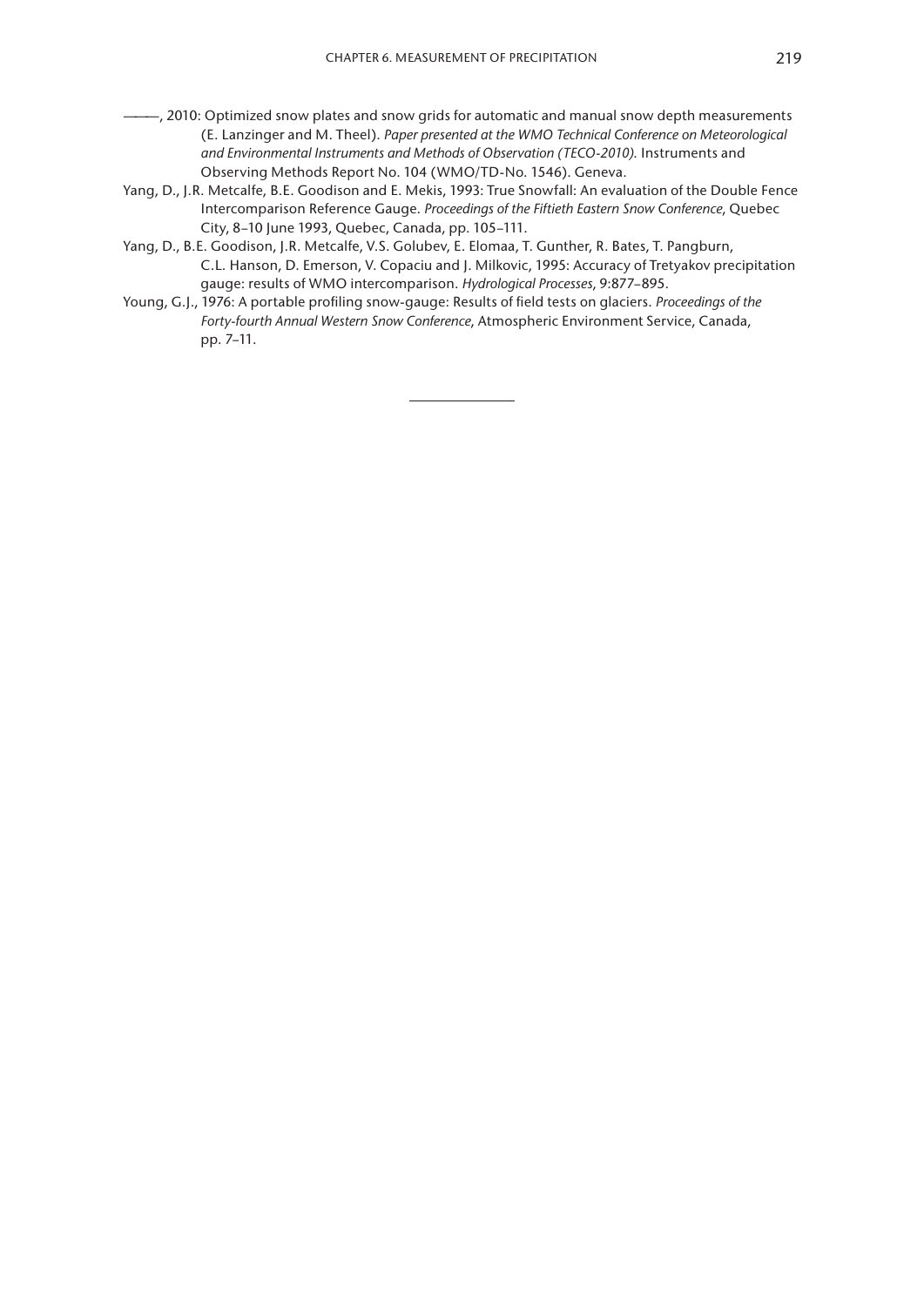———, 2010: Optimized snow plates and snow grids for automatic and manual snow depth measurements (E. Lanzinger and M. Theel). *Paper presented at the WMO Technical Conference on Meteorological and Environmental Instruments and Methods of Observation (TECO-2010).* Instruments and Observing Methods Report No. 104 (WMO/TD-No. 1546). Geneva.

Yang, D., J.R. Metcalfe, B.E. Goodison and E. Mekis, 1993: True Snowfall: An evaluation of the Double Fence Intercomparison Reference Gauge. *Proceedings of the Fiftieth Eastern Snow Conference*, Quebec City, 8–10 June 1993, Quebec, Canada, pp. 105–111.

Yang, D., B.E. Goodison, J.R. Metcalfe, V.S. Golubev, E. Elomaa, T. Gunther, R. Bates, T. Pangburn, C.L. Hanson, D. Emerson, V. Copaciu and J. Milkovic, 1995: Accuracy of Tretyakov precipitation gauge: results of WMO intercomparison. *Hydrological Processes*, 9:877–895.

Young, G.J., 1976: A portable profiling snow-gauge: Results of field tests on glaciers. *Proceedings of the Forty-fourth Annual Western Snow Conference*, Atmospheric Environment Service, Canada, pp. 7–11.